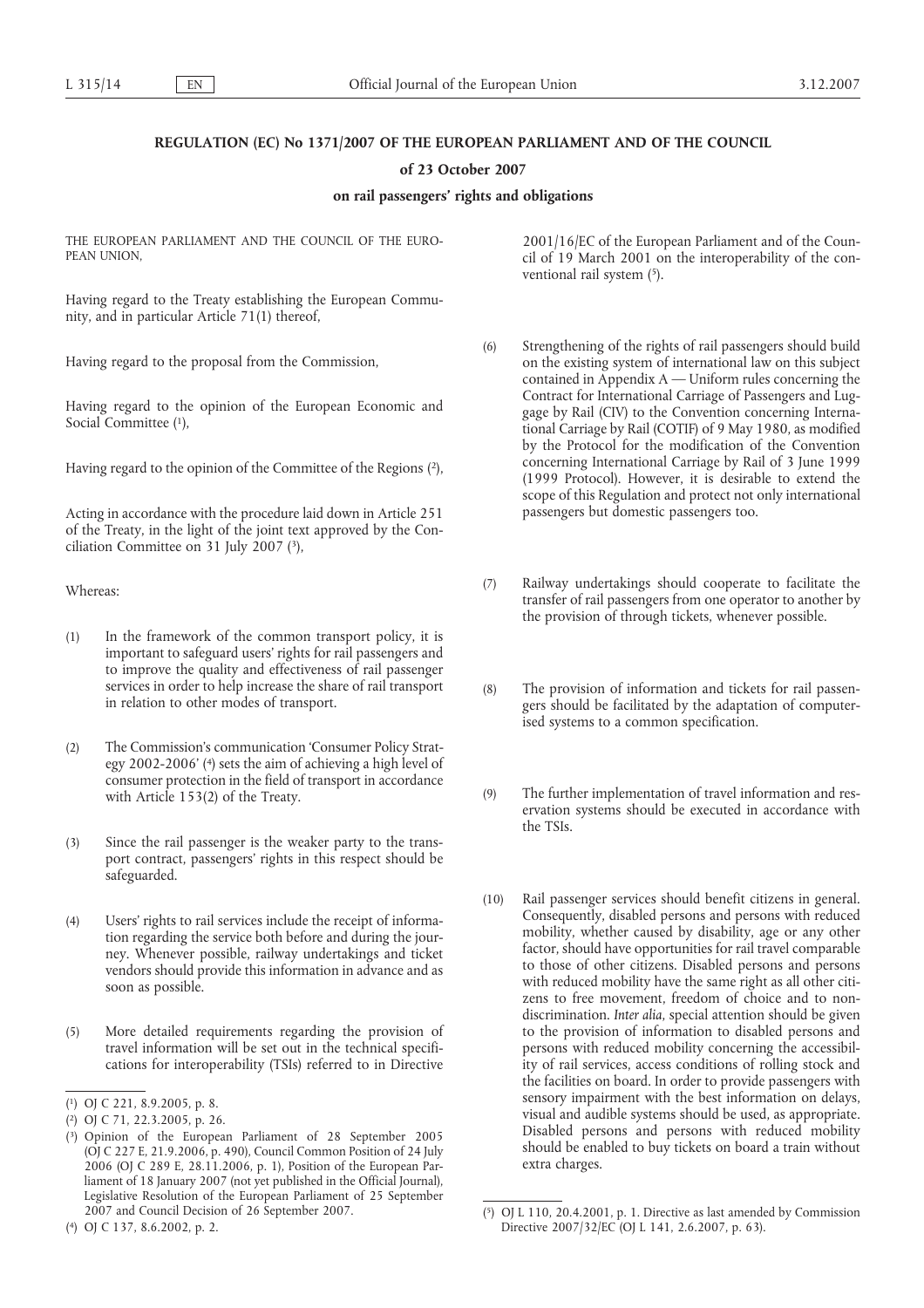**REGULATION (EC) No 1371/2007 OF THE EUROPEAN PARLIAMENT AND OF THE COUNCIL**

**of 23 October 2007**

**on rail passengers' rights and obligations**

THE EUROPEAN PARLIAMENT AND THE COUNCIL OF THE EUROPEAN UNION,

Having regard to the Treaty establishing the European Community, and in particular Article 71(1) thereof,

Having regard to the proposal from the Commission,

Having regard to the opinion of the European Economic and Social Committee [1],

Having regard to the opinion of the Committee of the Regions [2],

Acting in accordance with the procedure laid down in Article 251 of the Treaty, in the light of the joint text approved by the Conciliation Committee on 31 July 2007 [3],

Whereas:

(1) In the framework of the common transport policy, it is important to safeguard users' rights for rail passengers and to improve the quality and effectiveness of rail passenger services in order to help increase the share of rail transport in relation to other modes of transport.

(2) The Commission's communication 'Consumer Policy Strategy 2002-2006' [4] sets the aim of achieving a high level of consumer protection in the field of transport in accordance with Article 153(2) of the Treaty.

(3) Since the rail passenger is the weaker party to the transport contract, passengers' rights in this respect should be safeguarded.

(4) Users' rights to rail services include the receipt of information regarding the service both before and during the journey. Whenever possible, railway undertakings and ticket vendors should provide this information in advance and as soon as possible.

(5) More detailed requirements regarding the provision of travel information will be set out in the technical specifications for interoperability (TSIs) referred to in Directive 2001/16/EC of the European Parliament and of the Council of 19 March 2001 on the interoperability of the conventional rail system [5].

(6) Strengthening of the rights of rail passengers should build on the existing system of international law on this subject contained in Appendix A — Uniform rules concerning the Contract for International Carriage of Passengers and Luggage by Rail (CIV) to the Convention concerning International Carriage by Rail (COTIF) of 9 May 1980, as modified by the Protocol for the modification of the Convention concerning International Carriage by Rail of 3 June 1999 (1999 Protocol). However, it is desirable to extend the scope of this Regulation and protect not only international passengers but domestic passengers too.

(7) Railway undertakings should cooperate to facilitate the transfer of rail passengers from one operator to another by the provision of through tickets, whenever possible.

(8) The provision of information and tickets for rail passengers should be facilitated by the adaptation of computerised systems to a common specification.

(9) The further implementation of travel information and reservation systems should be executed in accordance with the TSIs.

(10) Rail passenger services should benefit citizens in general. Consequently, disabled persons and persons with reduced mobility, whether caused by disability, age or any other factor, should have opportunities for rail travel comparable to those of other citizens. Disabled persons and persons with reduced mobility have the same right as all other citizens to free movement, freedom of choice and to non-discrimination. *Inter alia*, special attention should be given to the provision of information to disabled persons and persons with reduced mobility concerning the accessibility of rail services, access conditions of rolling stock and the facilities on board. In order to provide passengers with sensory impairment with the best information on delays, visual and audible systems should be used, as appropriate. Disabled persons and persons with reduced mobility should be enabled to buy tickets on board a train without extra charges.

---

[1] OJ C 221, 8.9.2005, p. 8.

[2] OJ C 71, 22.3.2005, p. 26.

[3] Opinion of the European Parliament of 28 September 2005 (OJ C 227 E, 21.9.2006, p. 490), Council Common Position of 24 July 2006 (OJ C 289 E, 28.11.2006, p. 1), Position of the European Parliament of 18 January 2007 (not yet published in the Official Journal), Legislative Resolution of the European Parliament of 25 September 2007 and Council Decision of 26 September 2007.

[4] OJ C 137, 8.6.2002, p. 2.

[5] OJ L 110, 20.4.2001, p. 1. Directive as last amended by Commission Directive 2007/32/EC (OJ L 141, 2.6.2007, p. 63).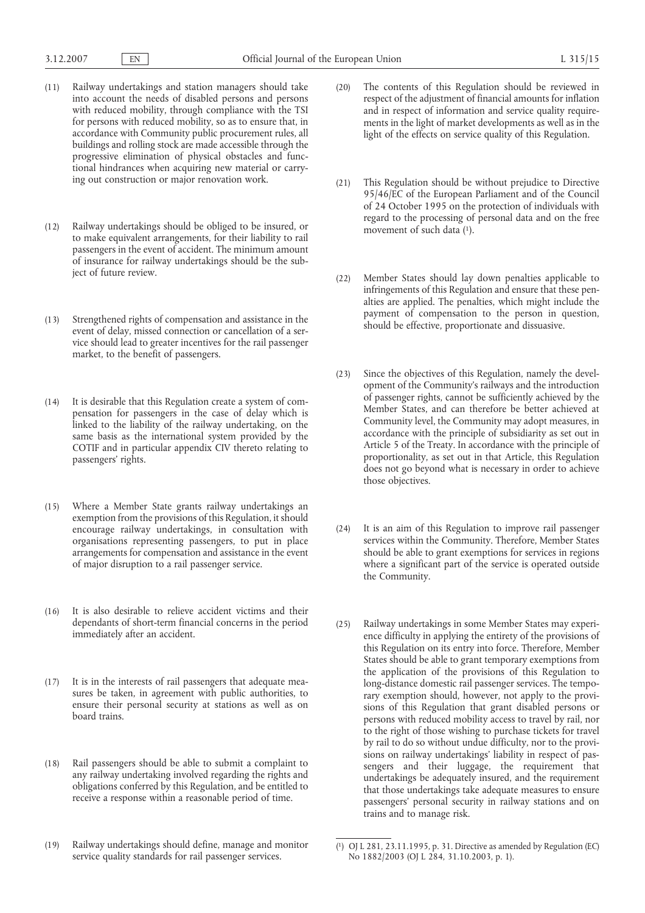(11) Railway undertakings and station managers should take into account the needs of disabled persons and persons with reduced mobility, through compliance with the TSI for persons with reduced mobility, so as to ensure that, in accordance with Community public procurement rules, all buildings and rolling stock are made accessible through the progressive elimination of physical obstacles and functional hindrances when acquiring new material or carrying out construction or major renovation work.

(12) Railway undertakings should be obliged to be insured, or to make equivalent arrangements, for their liability to rail passengers in the event of accident. The minimum amount of insurance for railway undertakings should be the subject of future review.

(13) Strengthened rights of compensation and assistance in the event of delay, missed connection or cancellation of a service should lead to greater incentives for the rail passenger market, to the benefit of passengers.

(14) It is desirable that this Regulation create a system of compensation for passengers in the case of delay which is linked to the liability of the railway undertaking, on the same basis as the international system provided by the COTIF and in particular appendix CIV thereto relating to passengers' rights.

(15) Where a Member State grants railway undertakings an exemption from the provisions of this Regulation, it should encourage railway undertakings, in consultation with organisations representing passengers, to put in place arrangements for compensation and assistance in the event of major disruption to a rail passenger service.

(16) It is also desirable to relieve accident victims and their dependants of short-term financial concerns in the period immediately after an accident.

(17) It is in the interests of rail passengers that adequate measures be taken, in agreement with public authorities, to ensure their personal security at stations as well as on board trains.

(18) Rail passengers should be able to submit a complaint to any railway undertaking involved regarding the rights and obligations conferred by this Regulation, and be entitled to receive a response within a reasonable period of time.

(19) Railway undertakings should define, manage and monitor service quality standards for rail passenger services.

(20) The contents of this Regulation should be reviewed in respect of the adjustment of financial amounts for inflation and in respect of information and service quality requirements in the light of market developments as well as in the light of the effects on service quality of this Regulation.

(21) This Regulation should be without prejudice to Directive 95/46/EC of the European Parliament and of the Council of 24 October 1995 on the protection of individuals with regard to the processing of personal data and on the free movement of such data [1].

(22) Member States should lay down penalties applicable to infringements of this Regulation and ensure that these penalties are applied. The penalties, which might include the payment of compensation to the person in question, should be effective, proportionate and dissuasive.

(23) Since the objectives of this Regulation, namely the development of the Community's railways and the introduction of passenger rights, cannot be sufficiently achieved by the Member States, and can therefore be better achieved at Community level, the Community may adopt measures, in accordance with the principle of subsidiarity as set out in Article 5 of the Treaty. In accordance with the principle of proportionality, as set out in that Article, this Regulation does not go beyond what is necessary in order to achieve those objectives.

(24) It is an aim of this Regulation to improve rail passenger services within the Community. Therefore, Member States should be able to grant exemptions for services in regions where a significant part of the service is operated outside the Community.

(25) Railway undertakings in some Member States may experience difficulty in applying the entirety of the provisions of this Regulation on its entry into force. Therefore, Member States should be able to grant temporary exemptions from the application of the provisions of this Regulation to long-distance domestic rail passenger services. The temporary exemption should, however, not apply to the provisions of this Regulation that grant disabled persons or persons with reduced mobility access to travel by rail, nor to the right of those wishing to purchase tickets for travel by rail to do so without undue difficulty, nor to the provisions on railway undertakings' liability in respect of passengers and their luggage, the requirement that undertakings be adequately insured, and the requirement that those undertakings take adequate measures to ensure passengers' personal security in railway stations and on trains and to manage risk.

---

[1] OJ L 281, 23.11.1995, p. 31. Directive as amended by Regulation (EC) No 1882/2003 (OJ L 284, 31.10.2003, p. 1).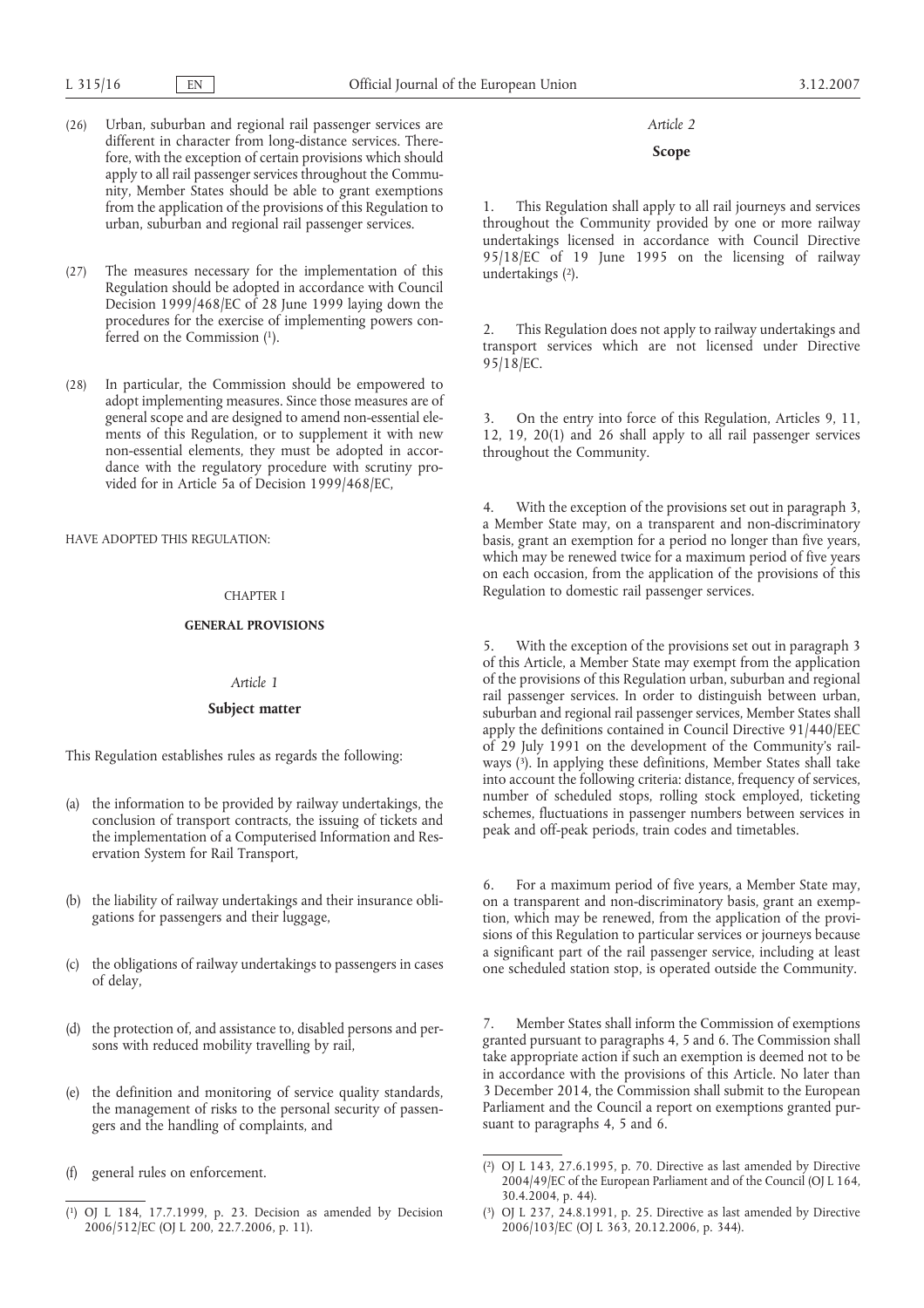(26) Urban, suburban and regional rail passenger services are different in character from long-distance services. Therefore, with the exception of certain provisions which should apply to all rail passenger services throughout the Community, Member States should be able to grant exemptions from the application of the provisions of this Regulation to urban, suburban and regional rail passenger services.

(27) The measures necessary for the implementation of this Regulation should be adopted in accordance with Council Decision 1999/468/EC of 28 June 1999 laying down the procedures for the exercise of implementing powers conferred on the Commission [1].

(28) In particular, the Commission should be empowered to adopt implementing measures. Since those measures are of general scope and are designed to amend non-essential elements of this Regulation, or to supplement it with new non-essential elements, they must be adopted in accordance with the regulatory procedure with scrutiny provided for in Article 5a of Decision 1999/468/EC,

HAVE ADOPTED THIS REGULATION:

CHAPTER I

**GENERAL PROVISIONS**

*Article 1*

**Subject matter**

This Regulation establishes rules as regards the following:

(a) the information to be provided by railway undertakings, the conclusion of transport contracts, the issuing of tickets and the implementation of a Computerised Information and Reservation System for Rail Transport,

(b) the liability of railway undertakings and their insurance obligations for passengers and their luggage,

(c) the obligations of railway undertakings to passengers in cases of delay,

(d) the protection of, and assistance to, disabled persons and persons with reduced mobility travelling by rail,

(e) the definition and monitoring of service quality standards, the management of risks to the personal security of passengers and the handling of complaints, and

(f) general rules on enforcement.

*Article 2*

**Scope**

1. This Regulation shall apply to all rail journeys and services throughout the Community provided by one or more railway undertakings licensed in accordance with Council Directive 95/18/EC of 19 June 1995 on the licensing of railway undertakings [2].

2. This Regulation does not apply to railway undertakings and transport services which are not licensed under Directive 95/18/EC.

3. On the entry into force of this Regulation, Articles 9, 11, 12, 19, 20(1) and 26 shall apply to all rail passenger services throughout the Community.

4. With the exception of the provisions set out in paragraph 3, a Member State may, on a transparent and non-discriminatory basis, grant an exemption for a period no longer than five years, which may be renewed twice for a maximum period of five years on each occasion, from the application of the provisions of this Regulation to domestic rail passenger services.

5. With the exception of the provisions set out in paragraph 3 of this Article, a Member State may exempt from the application of the provisions of this Regulation urban, suburban and regional rail passenger services. In order to distinguish between urban, suburban and regional rail passenger services, Member States shall apply the definitions contained in Council Directive 91/440/EEC of 29 July 1991 on the development of the Community's railways [3]. In applying these definitions, Member States shall take into account the following criteria: distance, frequency of services, number of scheduled stops, rolling stock employed, ticketing schemes, fluctuations in passenger numbers between services in peak and off-peak periods, train codes and timetables.

6. For a maximum period of five years, a Member State may, on a transparent and non-discriminatory basis, grant an exemption, which may be renewed, from the application of the provisions of this Regulation to particular services or journeys because a significant part of the rail passenger service, including at least one scheduled station stop, is operated outside the Community.

7. Member States shall inform the Commission of exemptions granted pursuant to paragraphs 4, 5 and 6. The Commission shall take appropriate action if such an exemption is deemed not to be in accordance with the provisions of this Article. No later than 3 December 2014, the Commission shall submit to the European Parliament and the Council a report on exemptions granted pursuant to paragraphs 4, 5 and 6.

---

[1] OJ L 184, 17.7.1999, p. 23. Decision as amended by Decision 2006/512/EC (OJ L 200, 22.7.2006, p. 11).

[2] OJ L 143, 27.6.1995, p. 70. Directive as last amended by Directive 2004/49/EC of the European Parliament and of the Council (OJ L 164, 30.4.2004, p. 44).

[3] OJ L 237, 24.8.1991, p. 25. Directive as last amended by Directive 2006/103/EC (OJ L 363, 20.12.2006, p. 344).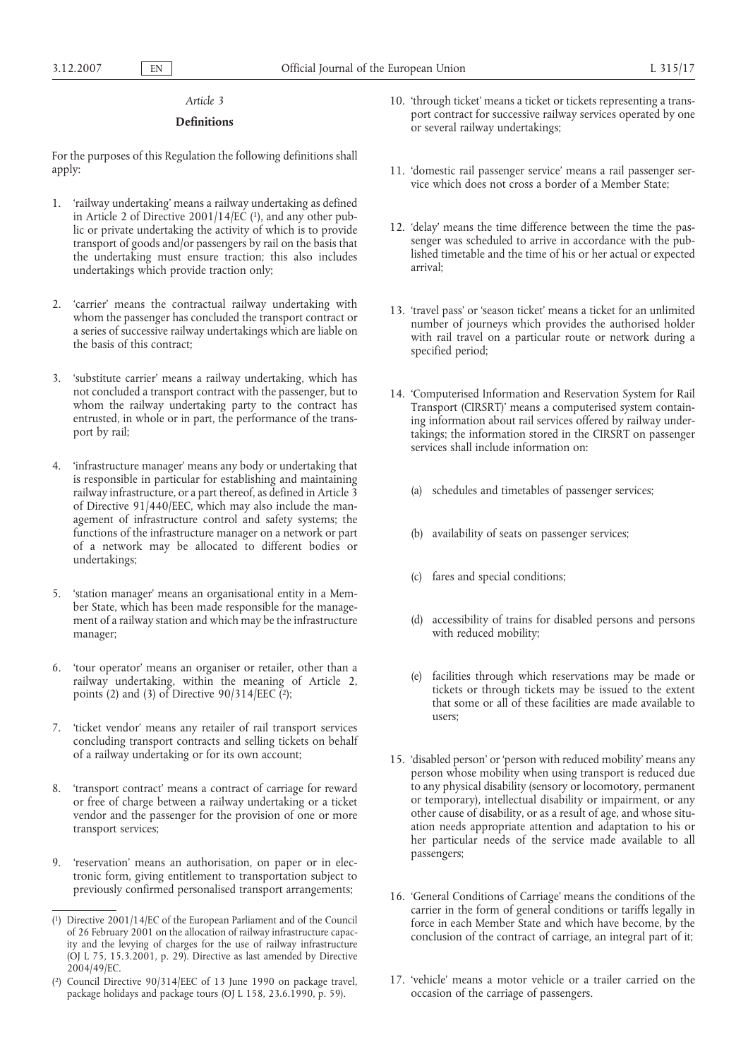*Article 3*

**Definitions**

For the purposes of this Regulation the following definitions shall apply:

1. 'railway undertaking' means a railway undertaking as defined in Article 2 of Directive 2001/14/EC [1], and any other public or private undertaking the activity of which is to provide transport of goods and/or passengers by rail on the basis that the undertaking must ensure traction; this also includes undertakings which provide traction only;

2. 'carrier' means the contractual railway undertaking with whom the passenger has concluded the transport contract or a series of successive railway undertakings which are liable on the basis of this contract;

3. 'substitute carrier' means a railway undertaking, which has not concluded a transport contract with the passenger, but to whom the railway undertaking party to the contract has entrusted, in whole or in part, the performance of the transport by rail;

4. 'infrastructure manager' means any body or undertaking that is responsible in particular for establishing and maintaining railway infrastructure, or a part thereof, as defined in Article 3 of Directive 91/440/EEC, which may also include the management of infrastructure control and safety systems; the functions of the infrastructure manager on a network or part of a network may be allocated to different bodies or undertakings;

5. 'station manager' means an organisational entity in a Member State, which has been made responsible for the management of a railway station and which may be the infrastructure manager;

6. 'tour operator' means an organiser or retailer, other than a railway undertaking, within the meaning of Article 2, points (2) and (3) of Directive 90/314/EEC [2];

7. 'ticket vendor' means any retailer of rail transport services concluding transport contracts and selling tickets on behalf of a railway undertaking or for its own account;

8. 'transport contract' means a contract of carriage for reward or free of charge between a railway undertaking or a ticket vendor and the passenger for the provision of one or more transport services;

9. 'reservation' means an authorisation, on paper or in electronic form, giving entitlement to transportation subject to previously confirmed personalised transport arrangements;

10. 'through ticket' means a ticket or tickets representing a transport contract for successive railway services operated by one or several railway undertakings;

11. 'domestic rail passenger service' means a rail passenger service which does not cross a border of a Member State;

12. 'delay' means the time difference between the time the passenger was scheduled to arrive in accordance with the published timetable and the time of his or her actual or expected arrival;

13. 'travel pass' or 'season ticket' means a ticket for an unlimited number of journeys which provides the authorised holder with rail travel on a particular route or network during a specified period;

14. 'Computerised Information and Reservation System for Rail Transport (CIRSRT)' means a computerised system containing information about rail services offered by railway undertakings; the information stored in the CIRSRT on passenger services shall include information on:

    (a) schedules and timetables of passenger services;

    (b) availability of seats on passenger services;

    (c) fares and special conditions;

    (d) accessibility of trains for disabled persons and persons with reduced mobility;

    (e) facilities through which reservations may be made or tickets or through tickets may be issued to the extent that some or all of these facilities are made available to users;

15. 'disabled person' or 'person with reduced mobility' means any person whose mobility when using transport is reduced due to any physical disability (sensory or locomotory, permanent or temporary), intellectual disability or impairment, or any other cause of disability, or as a result of age, and whose situation needs appropriate attention and adaptation to his or her particular needs of the service made available to all passengers;

16. 'General Conditions of Carriage' means the conditions of the carrier in the form of general conditions or tariffs legally in force in each Member State and which have become, by the conclusion of the contract of carriage, an integral part of it;

17. 'vehicle' means a motor vehicle or a trailer carried on the occasion of the carriage of passengers.

---

[1] Directive 2001/14/EC of the European Parliament and of the Council of 26 February 2001 on the allocation of railway infrastructure capacity and the levying of charges for the use of railway infrastructure (OJ L 75, 15.3.2001, p. 29). Directive as last amended by Directive 2004/49/EC.

[2] Council Directive 90/314/EEC of 13 June 1990 on package travel, package holidays and package tours (OJ L 158, 23.6.1990, p. 59).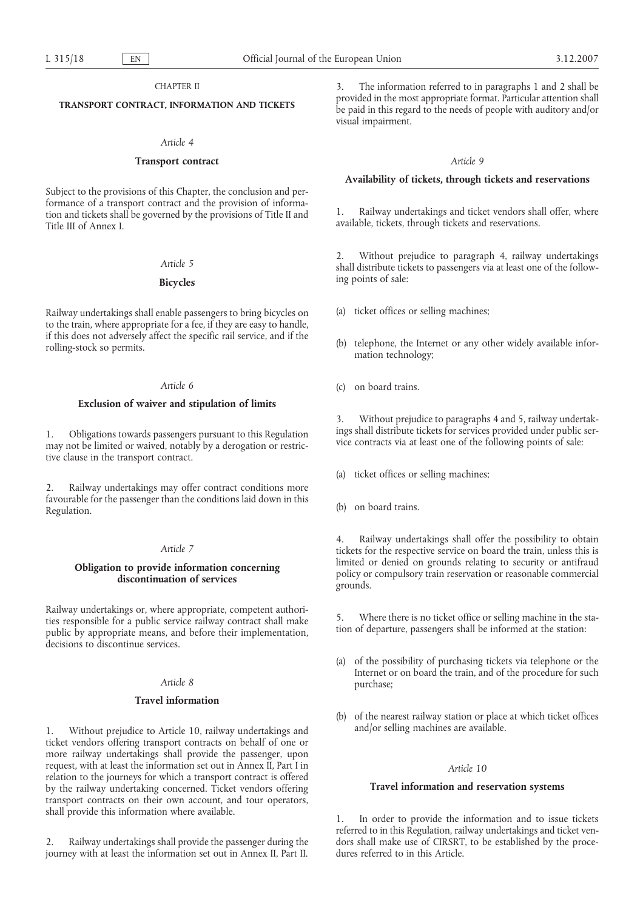## CHAPTER II

## TRANSPORT CONTRACT, INFORMATION AND TICKETS

### *Article 4*

### Transport contract

Subject to the provisions of this Chapter, the conclusion and performance of a transport contract and the provision of information and tickets shall be governed by the provisions of Title II and Title III of Annex I.

### *Article 5*

### Bicycles

Railway undertakings shall enable passengers to bring bicycles on to the train, where appropriate for a fee, if they are easy to handle, if this does not adversely affect the specific rail service, and if the rolling-stock so permits.

### *Article 6*

### Exclusion of waiver and stipulation of limits

1. Obligations towards passengers pursuant to this Regulation may not be limited or waived, notably by a derogation or restrictive clause in the transport contract.

2. Railway undertakings may offer contract conditions more favourable for the passenger than the conditions laid down in this Regulation.

### *Article 7*

### Obligation to provide information concerning discontinuation of services

Railway undertakings or, where appropriate, competent authorities responsible for a public service railway contract shall make public by appropriate means, and before their implementation, decisions to discontinue services.

### *Article 8*

### Travel information

1. Without prejudice to Article 10, railway undertakings and ticket vendors offering transport contracts on behalf of one or more railway undertakings shall provide the passenger, upon request, with at least the information set out in Annex II, Part I in relation to the journeys for which a transport contract is offered by the railway undertaking concerned. Ticket vendors offering transport contracts on their own account, and tour operators, shall provide this information where available.

2. Railway undertakings shall provide the passenger during the journey with at least the information set out in Annex II, Part II.

3. The information referred to in paragraphs 1 and 2 shall be provided in the most appropriate format. Particular attention shall be paid in this regard to the needs of people with auditory and/or visual impairment.

### *Article 9*

### Availability of tickets, through tickets and reservations

1. Railway undertakings and ticket vendors shall offer, where available, tickets, through tickets and reservations.

2. Without prejudice to paragraph 4, railway undertakings shall distribute tickets to passengers via at least one of the following points of sale:

(a) ticket offices or selling machines;

(b) telephone, the Internet or any other widely available information technology;

(c) on board trains.

3. Without prejudice to paragraphs 4 and 5, railway undertakings shall distribute tickets for services provided under public service contracts via at least one of the following points of sale:

(a) ticket offices or selling machines;

(b) on board trains.

4. Railway undertakings shall offer the possibility to obtain tickets for the respective service on board the train, unless this is limited or denied on grounds relating to security or antifraud policy or compulsory train reservation or reasonable commercial grounds.

5. Where there is no ticket office or selling machine in the station of departure, passengers shall be informed at the station:

(a) of the possibility of purchasing tickets via telephone or the Internet or on board the train, and of the procedure for such purchase;

(b) of the nearest railway station or place at which ticket offices and/or selling machines are available.

### *Article 10*

### Travel information and reservation systems

1. In order to provide the information and to issue tickets referred to in this Regulation, railway undertakings and ticket vendors shall make use of CIRSRT, to be established by the procedures referred to in this Article.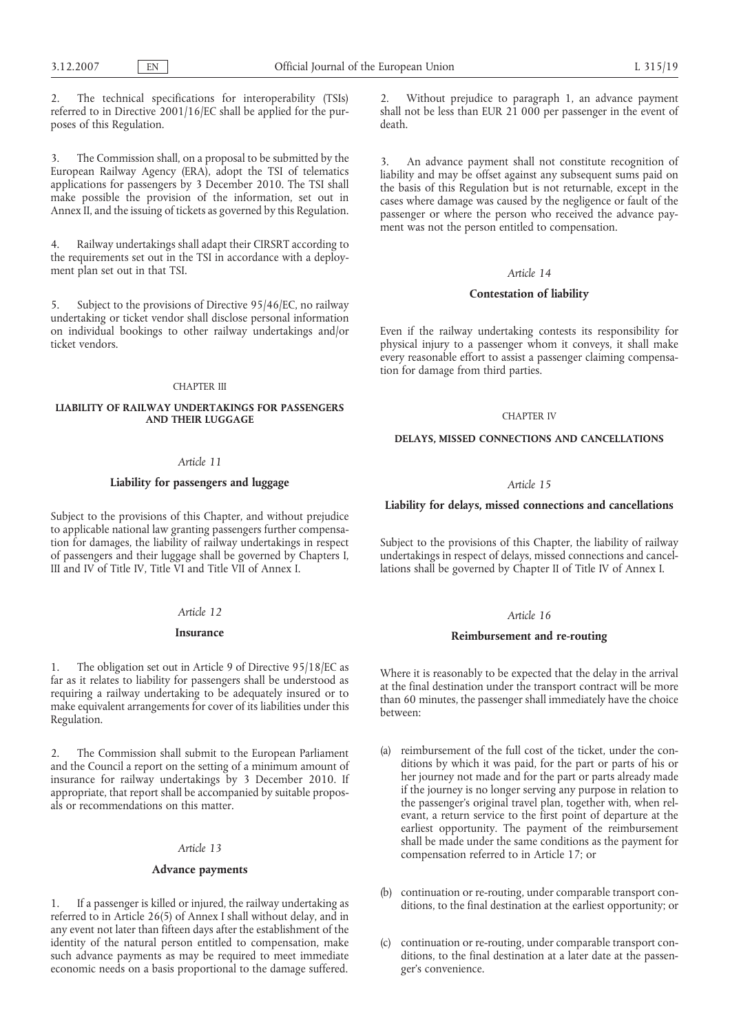2. The technical specifications for interoperability (TSIs) referred to in Directive 2001/16/EC shall be applied for the purposes of this Regulation.

3. The Commission shall, on a proposal to be submitted by the European Railway Agency (ERA), adopt the TSI of telematics applications for passengers by 3 December 2010. The TSI shall make possible the provision of the information, set out in Annex II, and the issuing of tickets as governed by this Regulation.

4. Railway undertakings shall adapt their CIRSRT according to the requirements set out in the TSI in accordance with a deployment plan set out in that TSI.

5. Subject to the provisions of Directive 95/46/EC, no railway undertaking or ticket vendor shall disclose personal information on individual bookings to other railway undertakings and/or ticket vendors.

## CHAPTER III

## LIABILITY OF RAILWAY UNDERTAKINGS FOR PASSENGERS AND THEIR LUGGAGE

### *Article 11*

### Liability for passengers and luggage

Subject to the provisions of this Chapter, and without prejudice to applicable national law granting passengers further compensation for damages, the liability of railway undertakings in respect of passengers and their luggage shall be governed by Chapters I, III and IV of Title IV, Title VI and Title VII of Annex I.

### *Article 12*

### Insurance

1. The obligation set out in Article 9 of Directive 95/18/EC as far as it relates to liability for passengers shall be understood as requiring a railway undertaking to be adequately insured or to make equivalent arrangements for cover of its liabilities under this Regulation.

2. The Commission shall submit to the European Parliament and the Council a report on the setting of a minimum amount of insurance for railway undertakings by 3 December 2010. If appropriate, that report shall be accompanied by suitable proposals or recommendations on this matter.

### *Article 13*

### Advance payments

1. If a passenger is killed or injured, the railway undertaking as referred to in Article 26(5) of Annex I shall without delay, and in any event not later than fifteen days after the establishment of the identity of the natural person entitled to compensation, make such advance payments as may be required to meet immediate economic needs on a basis proportional to the damage suffered.

2. Without prejudice to paragraph 1, an advance payment shall not be less than EUR 21 000 per passenger in the event of death.

3. An advance payment shall not constitute recognition of liability and may be offset against any subsequent sums paid on the basis of this Regulation but is not returnable, except in the cases where damage was caused by the negligence or fault of the passenger or where the person who received the advance payment was not the person entitled to compensation.

### *Article 14*

### Contestation of liability

Even if the railway undertaking contests its responsibility for physical injury to a passenger whom it conveys, it shall make every reasonable effort to assist a passenger claiming compensation for damage from third parties.

## CHAPTER IV

## DELAYS, MISSED CONNECTIONS AND CANCELLATIONS

### *Article 15*

### Liability for delays, missed connections and cancellations

Subject to the provisions of this Chapter, the liability of railway undertakings in respect of delays, missed connections and cancellations shall be governed by Chapter II of Title IV of Annex I.

### *Article 16*

### Reimbursement and re-routing

Where it is reasonably to be expected that the delay in the arrival at the final destination under the transport contract will be more than 60 minutes, the passenger shall immediately have the choice between:

(a) reimbursement of the full cost of the ticket, under the conditions by which it was paid, for the part or parts of his or her journey not made and for the part or parts already made if the journey is no longer serving any purpose in relation to the passenger's original travel plan, together with, when relevant, a return service to the first point of departure at the earliest opportunity. The payment of the reimbursement shall be made under the same conditions as the payment for compensation referred to in Article 17; or

(b) continuation or re-routing, under comparable transport conditions, to the final destination at the earliest opportunity; or

(c) continuation or re-routing, under comparable transport conditions, to the final destination at a later date at the passenger's convenience.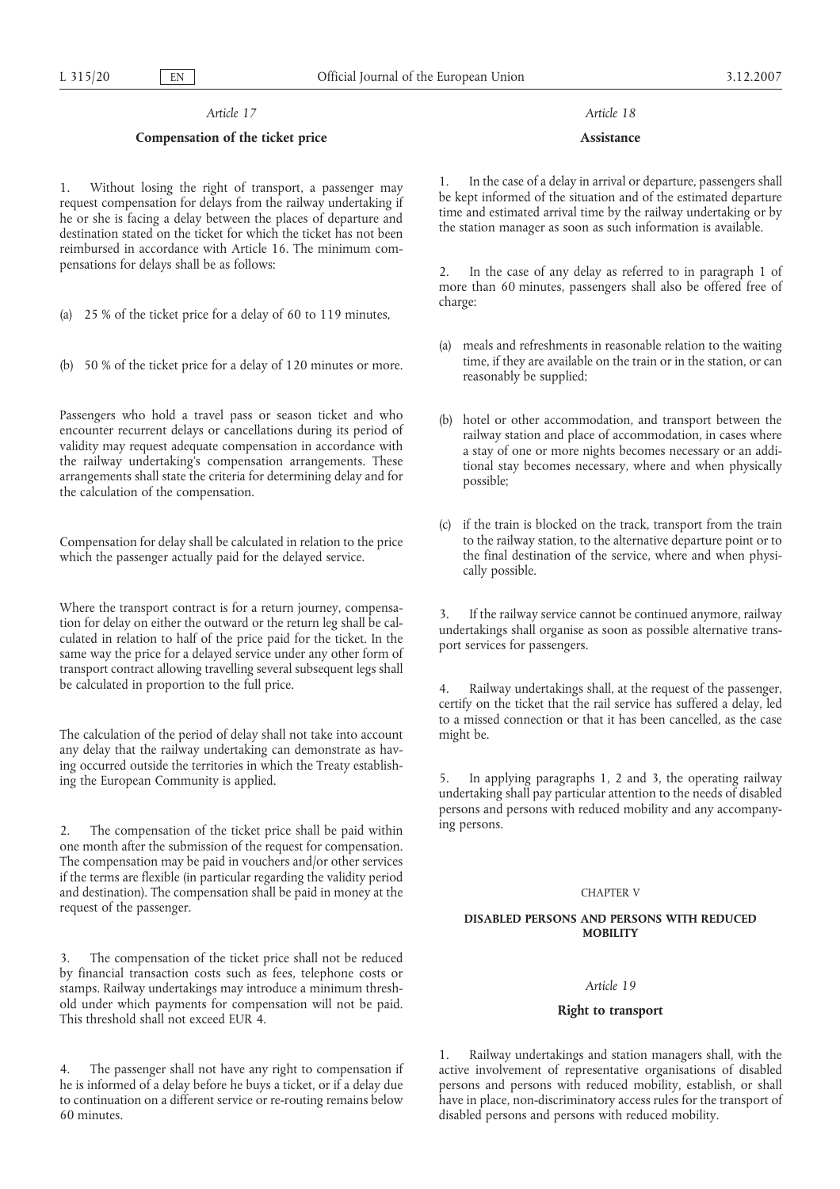*Article 17*

**Compensation of the ticket price**

1. Without losing the right of transport, a passenger may request compensation for delays from the railway undertaking if he or she is facing a delay between the places of departure and destination stated on the ticket for which the ticket has not been reimbursed in accordance with Article 16. The minimum compensations for delays shall be as follows:

(a) 25 % of the ticket price for a delay of 60 to 119 minutes,

(b) 50 % of the ticket price for a delay of 120 minutes or more.

Passengers who hold a travel pass or season ticket and who encounter recurrent delays or cancellations during its period of validity may request adequate compensation in accordance with the railway undertaking's compensation arrangements. These arrangements shall state the criteria for determining delay and for the calculation of the compensation.

Compensation for delay shall be calculated in relation to the price which the passenger actually paid for the delayed service.

Where the transport contract is for a return journey, compensation for delay on either the outward or the return leg shall be calculated in relation to half of the price paid for the ticket. In the same way the price for a delayed service under any other form of transport contract allowing travelling several subsequent legs shall be calculated in proportion to the full price.

The calculation of the period of delay shall not take into account any delay that the railway undertaking can demonstrate as having occurred outside the territories in which the Treaty establishing the European Community is applied.

2. The compensation of the ticket price shall be paid within one month after the submission of the request for compensation. The compensation may be paid in vouchers and/or other services if the terms are flexible (in particular regarding the validity period and destination). The compensation shall be paid in money at the request of the passenger.

3. The compensation of the ticket price shall not be reduced by financial transaction costs such as fees, telephone costs or stamps. Railway undertakings may introduce a minimum threshold under which payments for compensation will not be paid. This threshold shall not exceed EUR 4.

4. The passenger shall not have any right to compensation if he is informed of a delay before he buys a ticket, or if a delay due to continuation on a different service or re-routing remains below 60 minutes.

*Article 18*

**Assistance**

1. In the case of a delay in arrival or departure, passengers shall be kept informed of the situation and of the estimated departure time and estimated arrival time by the railway undertaking or by the station manager as soon as such information is available.

2. In the case of any delay as referred to in paragraph 1 of more than 60 minutes, passengers shall also be offered free of charge:

(a) meals and refreshments in reasonable relation to the waiting time, if they are available on the train or in the station, or can reasonably be supplied;

(b) hotel or other accommodation, and transport between the railway station and place of accommodation, in cases where a stay of one or more nights becomes necessary or an additional stay becomes necessary, where and when physically possible;

(c) if the train is blocked on the track, transport from the train to the railway station, to the alternative departure point or to the final destination of the service, where and when physically possible.

3. If the railway service cannot be continued anymore, railway undertakings shall organise as soon as possible alternative transport services for passengers.

4. Railway undertakings shall, at the request of the passenger, certify on the ticket that the rail service has suffered a delay, led to a missed connection or that it has been cancelled, as the case might be.

5. In applying paragraphs 1, 2 and 3, the operating railway undertaking shall pay particular attention to the needs of disabled persons and persons with reduced mobility and any accompanying persons.

CHAPTER V

**DISABLED PERSONS AND PERSONS WITH REDUCED MOBILITY**

*Article 19*

**Right to transport**

1. Railway undertakings and station managers shall, with the active involvement of representative organisations of disabled persons and persons with reduced mobility, establish, or shall have in place, non-discriminatory access rules for the transport of disabled persons and persons with reduced mobility.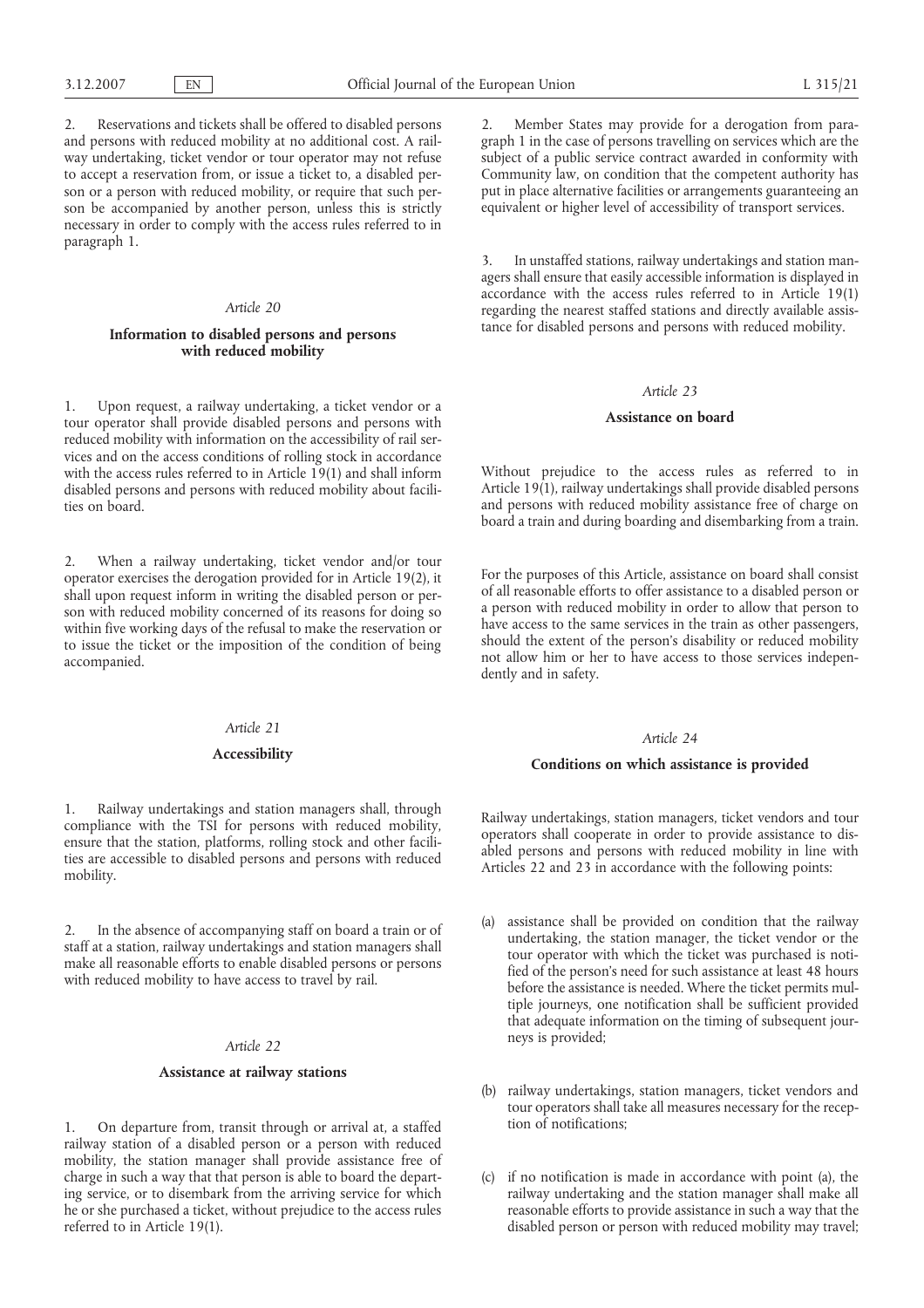2. Reservations and tickets shall be offered to disabled persons and persons with reduced mobility at no additional cost. A railway undertaking, ticket vendor or tour operator may not refuse to accept a reservation from, or issue a ticket to, a disabled person or a person with reduced mobility, or require that such person be accompanied by another person, unless this is strictly necessary in order to comply with the access rules referred to in paragraph 1.

*Article 20*

**Information to disabled persons and persons with reduced mobility**

1. Upon request, a railway undertaking, a ticket vendor or a tour operator shall provide disabled persons and persons with reduced mobility with information on the accessibility of rail services and on the access conditions of rolling stock in accordance with the access rules referred to in Article 19(1) and shall inform disabled persons and persons with reduced mobility about facilities on board.

2. When a railway undertaking, ticket vendor and/or tour operator exercises the derogation provided for in Article 19(2), it shall upon request inform in writing the disabled person or person with reduced mobility concerned of its reasons for doing so within five working days of the refusal to make the reservation or to issue the ticket or the imposition of the condition of being accompanied.

*Article 21*

**Accessibility**

1. Railway undertakings and station managers shall, through compliance with the TSI for persons with reduced mobility, ensure that the station, platforms, rolling stock and other facilities are accessible to disabled persons and persons with reduced mobility.

2. In the absence of accompanying staff on board a train or of staff at a station, railway undertakings and station managers shall make all reasonable efforts to enable disabled persons or persons with reduced mobility to have access to travel by rail.

*Article 22*

**Assistance at railway stations**

1. On departure from, transit through or arrival at, a staffed railway station of a disabled person or a person with reduced mobility, the station manager shall provide assistance free of charge in such a way that that person is able to board the departing service, or to disembark from the arriving service for which he or she purchased a ticket, without prejudice to the access rules referred to in Article 19(1).

2. Member States may provide for a derogation from paragraph 1 in the case of persons travelling on services which are the subject of a public service contract awarded in conformity with Community law, on condition that the competent authority has put in place alternative facilities or arrangements guaranteeing an equivalent or higher level of accessibility of transport services.

3. In unstaffed stations, railway undertakings and station managers shall ensure that easily accessible information is displayed in accordance with the access rules referred to in Article 19(1) regarding the nearest staffed stations and directly available assistance for disabled persons and persons with reduced mobility.

*Article 23*

**Assistance on board**

Without prejudice to the access rules as referred to in Article 19(1), railway undertakings shall provide disabled persons and persons with reduced mobility assistance free of charge on board a train and during boarding and disembarking from a train.

For the purposes of this Article, assistance on board shall consist of all reasonable efforts to offer assistance to a disabled person or a person with reduced mobility in order to allow that person to have access to the same services in the train as other passengers, should the extent of the person's disability or reduced mobility not allow him or her to have access to those services independently and in safety.

*Article 24*

**Conditions on which assistance is provided**

Railway undertakings, station managers, ticket vendors and tour operators shall cooperate in order to provide assistance to disabled persons and persons with reduced mobility in line with Articles 22 and 23 in accordance with the following points:

(a) assistance shall be provided on condition that the railway undertaking, the station manager, the ticket vendor or the tour operator with which the ticket was purchased is notified of the person's need for such assistance at least 48 hours before the assistance is needed. Where the ticket permits multiple journeys, one notification shall be sufficient provided that adequate information on the timing of subsequent journeys is provided;

(b) railway undertakings, station managers, ticket vendors and tour operators shall take all measures necessary for the reception of notifications;

(c) if no notification is made in accordance with point (a), the railway undertaking and the station manager shall make all reasonable efforts to provide assistance in such a way that the disabled person or person with reduced mobility may travel;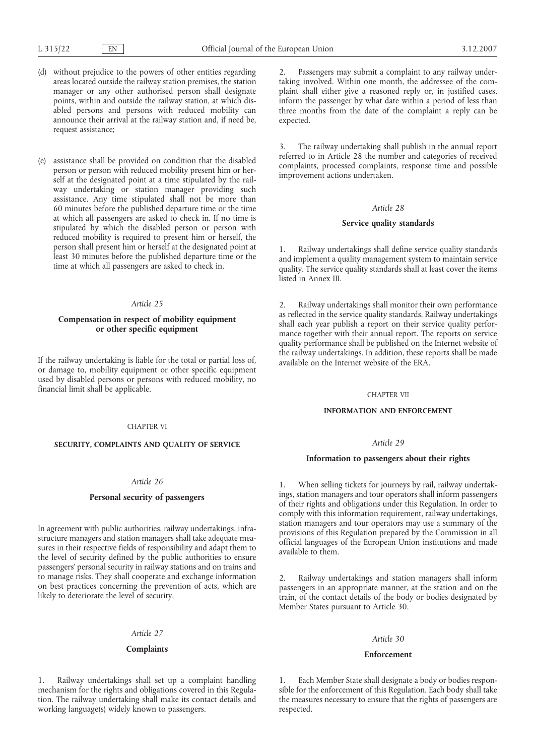(d) without prejudice to the powers of other entities regarding areas located outside the railway station premises, the station manager or any other authorised person shall designate points, within and outside the railway station, at which disabled persons and persons with reduced mobility can announce their arrival at the railway station and, if need be, request assistance;

(e) assistance shall be provided on condition that the disabled person or person with reduced mobility present him or herself at the designated point at a time stipulated by the railway undertaking or station manager providing such assistance. Any time stipulated shall not be more than 60 minutes before the published departure time or the time at which all passengers are asked to check in. If no time is stipulated by which the disabled person or person with reduced mobility is required to present him or herself, the person shall present him or herself at the designated point at least 30 minutes before the published departure time or the time at which all passengers are asked to check in.

*Article 25*

**Compensation in respect of mobility equipment or other specific equipment**

If the railway undertaking is liable for the total or partial loss of, or damage to, mobility equipment or other specific equipment used by disabled persons or persons with reduced mobility, no financial limit shall be applicable.

CHAPTER VI

**SECURITY, COMPLAINTS AND QUALITY OF SERVICE**

*Article 26*

**Personal security of passengers**

In agreement with public authorities, railway undertakings, infrastructure managers and station managers shall take adequate measures in their respective fields of responsibility and adapt them to the level of security defined by the public authorities to ensure passengers' personal security in railway stations and on trains and to manage risks. They shall cooperate and exchange information on best practices concerning the prevention of acts, which are likely to deteriorate the level of security.

*Article 27*

**Complaints**

1. Railway undertakings shall set up a complaint handling mechanism for the rights and obligations covered in this Regulation. The railway undertaking shall make its contact details and working language(s) widely known to passengers.

2. Passengers may submit a complaint to any railway undertaking involved. Within one month, the addressee of the complaint shall either give a reasoned reply or, in justified cases, inform the passenger by what date within a period of less than three months from the date of the complaint a reply can be expected.

3. The railway undertaking shall publish in the annual report referred to in Article 28 the number and categories of received complaints, processed complaints, response time and possible improvement actions undertaken.

*Article 28*

**Service quality standards**

1. Railway undertakings shall define service quality standards and implement a quality management system to maintain service quality. The service quality standards shall at least cover the items listed in Annex III.

2. Railway undertakings shall monitor their own performance as reflected in the service quality standards. Railway undertakings shall each year publish a report on their service quality performance together with their annual report. The reports on service quality performance shall be published on the Internet website of the railway undertakings. In addition, these reports shall be made available on the Internet website of the ERA.

CHAPTER VII

**INFORMATION AND ENFORCEMENT**

*Article 29*

**Information to passengers about their rights**

1. When selling tickets for journeys by rail, railway undertakings, station managers and tour operators shall inform passengers of their rights and obligations under this Regulation. In order to comply with this information requirement, railway undertakings, station managers and tour operators may use a summary of the provisions of this Regulation prepared by the Commission in all official languages of the European Union institutions and made available to them.

2. Railway undertakings and station managers shall inform passengers in an appropriate manner, at the station and on the train, of the contact details of the body or bodies designated by Member States pursuant to Article 30.

*Article 30*

**Enforcement**

1. Each Member State shall designate a body or bodies responsible for the enforcement of this Regulation. Each body shall take the measures necessary to ensure that the rights of passengers are respected.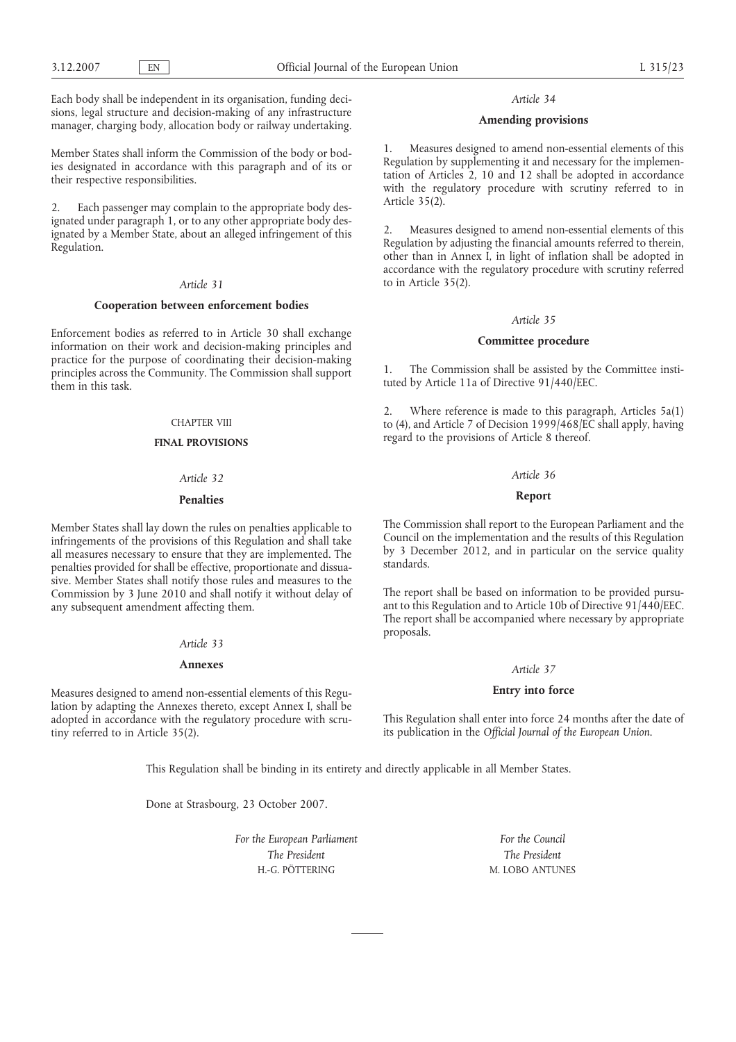Each body shall be independent in its organisation, funding decisions, legal structure and decision-making of any infrastructure manager, charging body, allocation body or railway undertaking.

Member States shall inform the Commission of the body or bodies designated in accordance with this paragraph and of its or their respective responsibilities.

2. Each passenger may complain to the appropriate body designated under paragraph 1, or to any other appropriate body designated by a Member State, about an alleged infringement of this Regulation.

*Article 31*

**Cooperation between enforcement bodies**

Enforcement bodies as referred to in Article 30 shall exchange information on their work and decision-making principles and practice for the purpose of coordinating their decision-making principles across the Community. The Commission shall support them in this task.

CHAPTER VIII

**FINAL PROVISIONS**

*Article 32*

**Penalties**

Member States shall lay down the rules on penalties applicable to infringements of the provisions of this Regulation and shall take all measures necessary to ensure that they are implemented. The penalties provided for shall be effective, proportionate and dissuasive. Member States shall notify those rules and measures to the Commission by 3 June 2010 and shall notify it without delay of any subsequent amendment affecting them.

*Article 33*

**Annexes**

Measures designed to amend non-essential elements of this Regulation by adapting the Annexes thereto, except Annex I, shall be adopted in accordance with the regulatory procedure with scrutiny referred to in Article 35(2).

*Article 34*

**Amending provisions**

1. Measures designed to amend non-essential elements of this Regulation by supplementing it and necessary for the implementation of Articles 2, 10 and 12 shall be adopted in accordance with the regulatory procedure with scrutiny referred to in Article 35(2).

2. Measures designed to amend non-essential elements of this Regulation by adjusting the financial amounts referred to therein, other than in Annex I, in light of inflation shall be adopted in accordance with the regulatory procedure with scrutiny referred to in Article 35(2).

*Article 35*

**Committee procedure**

1. The Commission shall be assisted by the Committee instituted by Article 11a of Directive 91/440/EEC.

2. Where reference is made to this paragraph, Articles 5a(1) to (4), and Article 7 of Decision 1999/468/EC shall apply, having regard to the provisions of Article 8 thereof.

*Article 36*

**Report**

The Commission shall report to the European Parliament and the Council on the implementation and the results of this Regulation by 3 December 2012, and in particular on the service quality standards.

The report shall be based on information to be provided pursuant to this Regulation and to Article 10b of Directive 91/440/EEC. The report shall be accompanied where necessary by appropriate proposals.

*Article 37*

**Entry into force**

This Regulation shall enter into force 24 months after the date of its publication in the *Official Journal of the European Union*.

This Regulation shall be binding in its entirety and directly applicable in all Member States.

Done at Strasbourg, 23 October 2007.

*For the European Parliament*
*The President*
H.-G. PÖTTERING

*For the Council*
*The President*
M. LOBO ANTUNES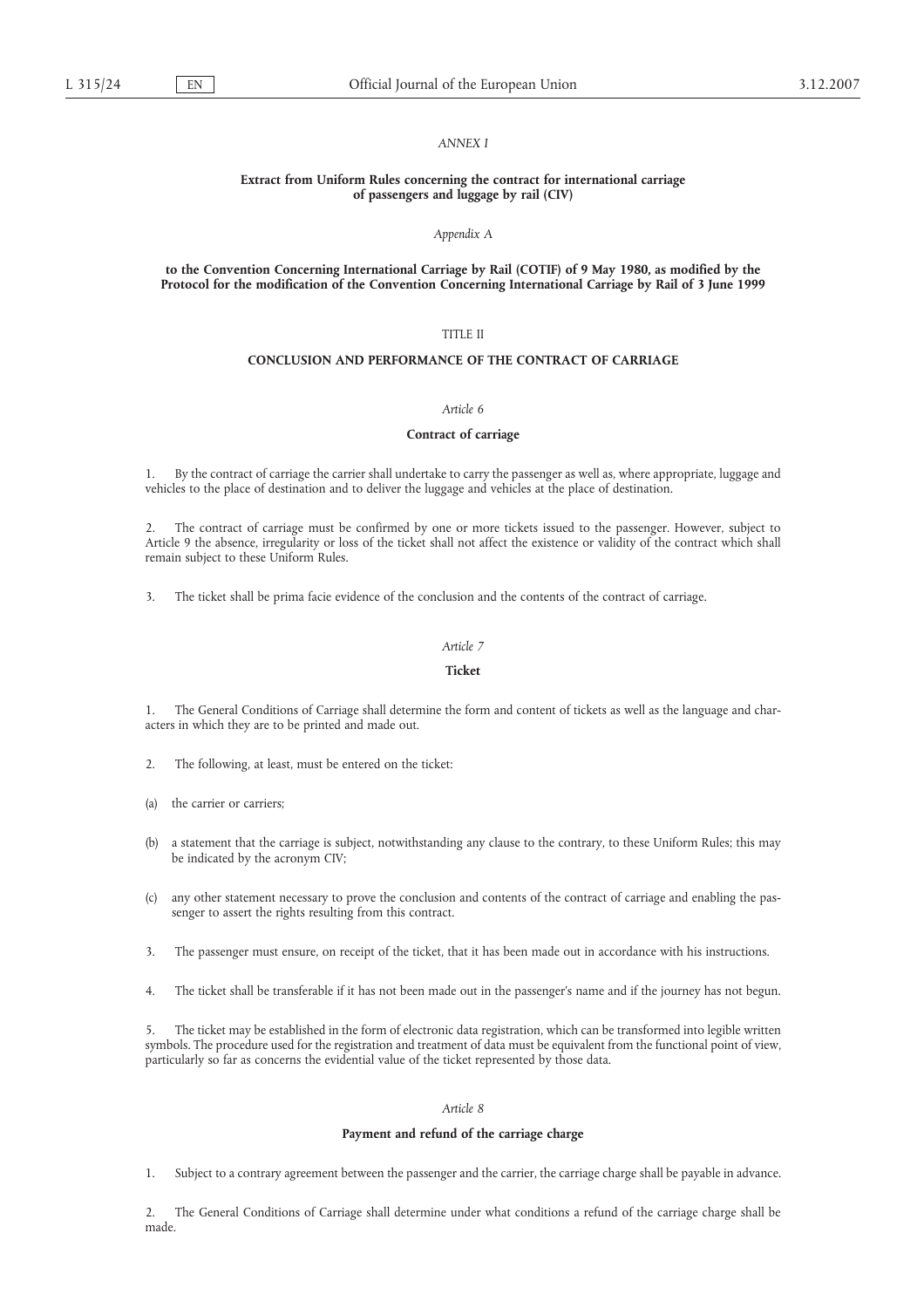*ANNEX I*

**Extract from Uniform Rules concerning the contract for international carriage of passengers and luggage by rail (CIV)**

*Appendix A*

**to the Convention Concerning International Carriage by Rail (COTIF) of 9 May 1980, as modified by the Protocol for the modification of the Convention Concerning International Carriage by Rail of 3 June 1999**

TITLE II

**CONCLUSION AND PERFORMANCE OF THE CONTRACT OF CARRIAGE**

*Article 6*

**Contract of carriage**

1. By the contract of carriage the carrier shall undertake to carry the passenger as well as, where appropriate, luggage and vehicles to the place of destination and to deliver the luggage and vehicles at the place of destination.

2. The contract of carriage must be confirmed by one or more tickets issued to the passenger. However, subject to Article 9 the absence, irregularity or loss of the ticket shall not affect the existence or validity of the contract which shall remain subject to these Uniform Rules.

3. The ticket shall be prima facie evidence of the conclusion and the contents of the contract of carriage.

*Article 7*

**Ticket**

1. The General Conditions of Carriage shall determine the form and content of tickets as well as the language and characters in which they are to be printed and made out.

2. The following, at least, must be entered on the ticket:

(a) the carrier or carriers;

(b) a statement that the carriage is subject, notwithstanding any clause to the contrary, to these Uniform Rules; this may be indicated by the acronym CIV;

(c) any other statement necessary to prove the conclusion and contents of the contract of carriage and enabling the passenger to assert the rights resulting from this contract.

3. The passenger must ensure, on receipt of the ticket, that it has been made out in accordance with his instructions.

4. The ticket shall be transferable if it has not been made out in the passenger's name and if the journey has not begun.

5. The ticket may be established in the form of electronic data registration, which can be transformed into legible written symbols. The procedure used for the registration and treatment of data must be equivalent from the functional point of view, particularly so far as concerns the evidential value of the ticket represented by those data.

*Article 8*

**Payment and refund of the carriage charge**

1. Subject to a contrary agreement between the passenger and the carrier, the carriage charge shall be payable in advance.

2. The General Conditions of Carriage shall determine under what conditions a refund of the carriage charge shall be made.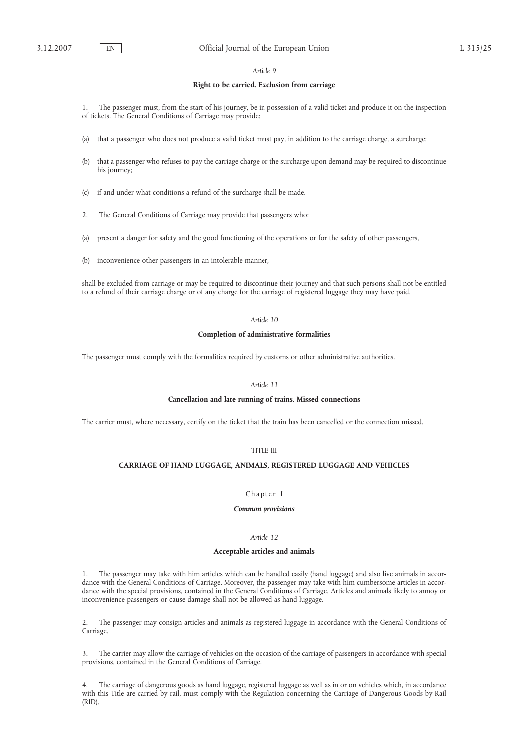*Article 9*

**Right to be carried. Exclusion from carriage**

1. The passenger must, from the start of his journey, be in possession of a valid ticket and produce it on the inspection of tickets. The General Conditions of Carriage may provide:

(a) that a passenger who does not produce a valid ticket must pay, in addition to the carriage charge, a surcharge;

(b) that a passenger who refuses to pay the carriage charge or the surcharge upon demand may be required to discontinue his journey;

(c) if and under what conditions a refund of the surcharge shall be made.

2. The General Conditions of Carriage may provide that passengers who:

(a) present a danger for safety and the good functioning of the operations or for the safety of other passengers,

(b) inconvenience other passengers in an intolerable manner,

shall be excluded from carriage or may be required to discontinue their journey and that such persons shall not be entitled to a refund of their carriage charge or of any charge for the carriage of registered luggage they may have paid.

*Article 10*

**Completion of administrative formalities**

The passenger must comply with the formalities required by customs or other administrative authorities.

*Article 11*

**Cancellation and late running of trains. Missed connections**

The carrier must, where necessary, certify on the ticket that the train has been cancelled or the connection missed.

TITLE III

**CARRIAGE OF HAND LUGGAGE, ANIMALS, REGISTERED LUGGAGE AND VEHICLES**

Chapter I

***Common provisions***

*Article 12*

**Acceptable articles and animals**

1. The passenger may take with him articles which can be handled easily (hand luggage) and also live animals in accordance with the General Conditions of Carriage. Moreover, the passenger may take with him cumbersome articles in accordance with the special provisions, contained in the General Conditions of Carriage. Articles and animals likely to annoy or inconvenience passengers or cause damage shall not be allowed as hand luggage.

2. The passenger may consign articles and animals as registered luggage in accordance with the General Conditions of Carriage.

3. The carrier may allow the carriage of vehicles on the occasion of the carriage of passengers in accordance with special provisions, contained in the General Conditions of Carriage.

4. The carriage of dangerous goods as hand luggage, registered luggage as well as in or on vehicles which, in accordance with this Title are carried by rail, must comply with the Regulation concerning the Carriage of Dangerous Goods by Rail (RID).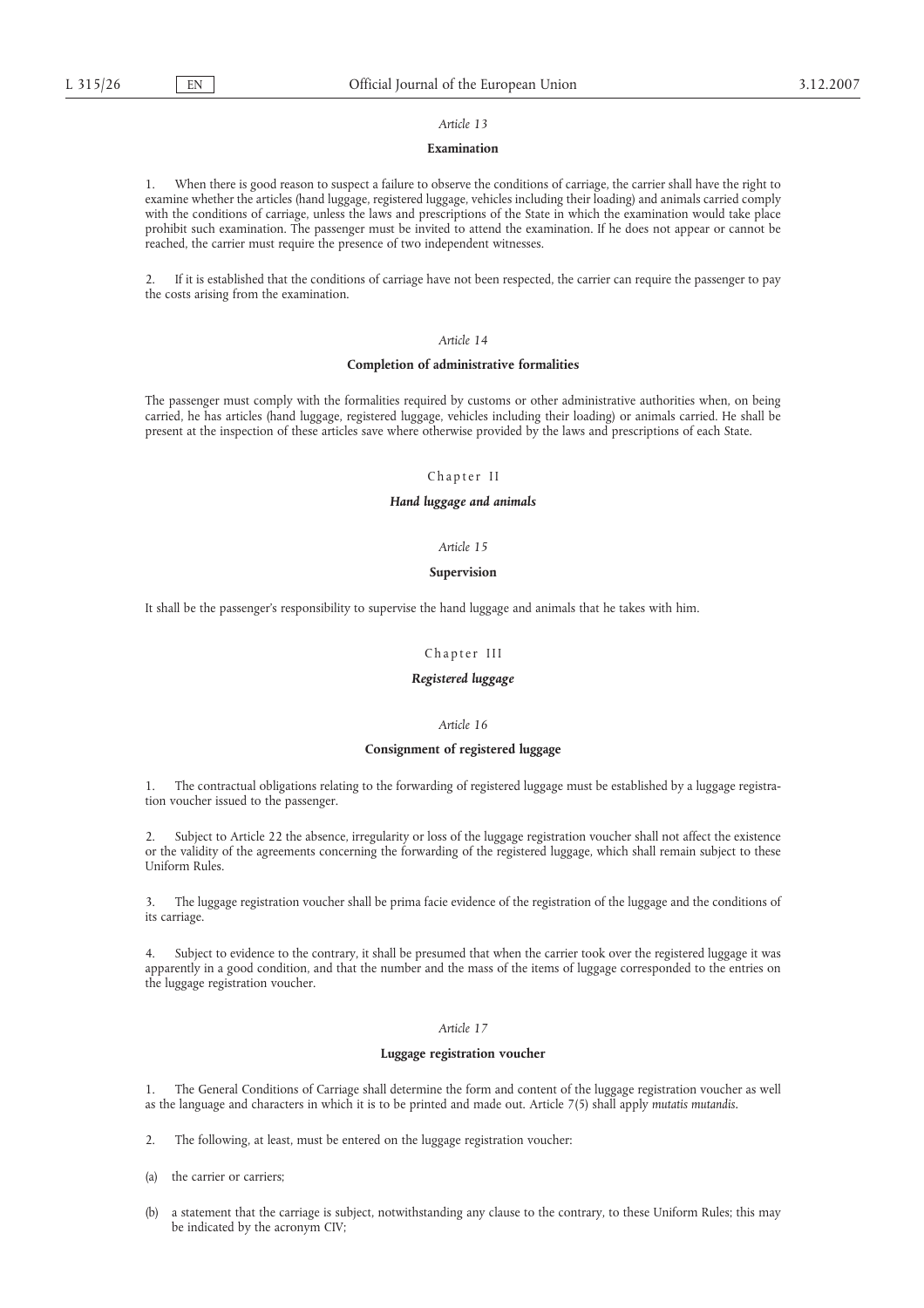*Article 13*

**Examination**

1. When there is good reason to suspect a failure to observe the conditions of carriage, the carrier shall have the right to examine whether the articles (hand luggage, registered luggage, vehicles including their loading) and animals carried comply with the conditions of carriage, unless the laws and prescriptions of the State in which the examination would take place prohibit such examination. The passenger must be invited to attend the examination. If he does not appear or cannot be reached, the carrier must require the presence of two independent witnesses.

2. If it is established that the conditions of carriage have not been respected, the carrier can require the passenger to pay the costs arising from the examination.

*Article 14*

**Completion of administrative formalities**

The passenger must comply with the formalities required by customs or other administrative authorities when, on being carried, he has articles (hand luggage, registered luggage, vehicles including their loading) or animals carried. He shall be present at the inspection of these articles save where otherwise provided by the laws and prescriptions of each State.

Chapter II

***Hand luggage and animals***

*Article 15*

**Supervision**

It shall be the passenger's responsibility to supervise the hand luggage and animals that he takes with him.

Chapter III

***Registered luggage***

*Article 16*

**Consignment of registered luggage**

1. The contractual obligations relating to the forwarding of registered luggage must be established by a luggage registration voucher issued to the passenger.

2. Subject to Article 22 the absence, irregularity or loss of the luggage registration voucher shall not affect the existence or the validity of the agreements concerning the forwarding of the registered luggage, which shall remain subject to these Uniform Rules.

3. The luggage registration voucher shall be prima facie evidence of the registration of the luggage and the conditions of its carriage.

4. Subject to evidence to the contrary, it shall be presumed that when the carrier took over the registered luggage it was apparently in a good condition, and that the number and the mass of the items of luggage corresponded to the entries on the luggage registration voucher.

*Article 17*

**Luggage registration voucher**

1. The General Conditions of Carriage shall determine the form and content of the luggage registration voucher as well as the language and characters in which it is to be printed and made out. Article 7(5) shall apply *mutatis mutandis*.

2. The following, at least, must be entered on the luggage registration voucher:

(a) the carrier or carriers;

(b) a statement that the carriage is subject, notwithstanding any clause to the contrary, to these Uniform Rules; this may be indicated by the acronym CIV;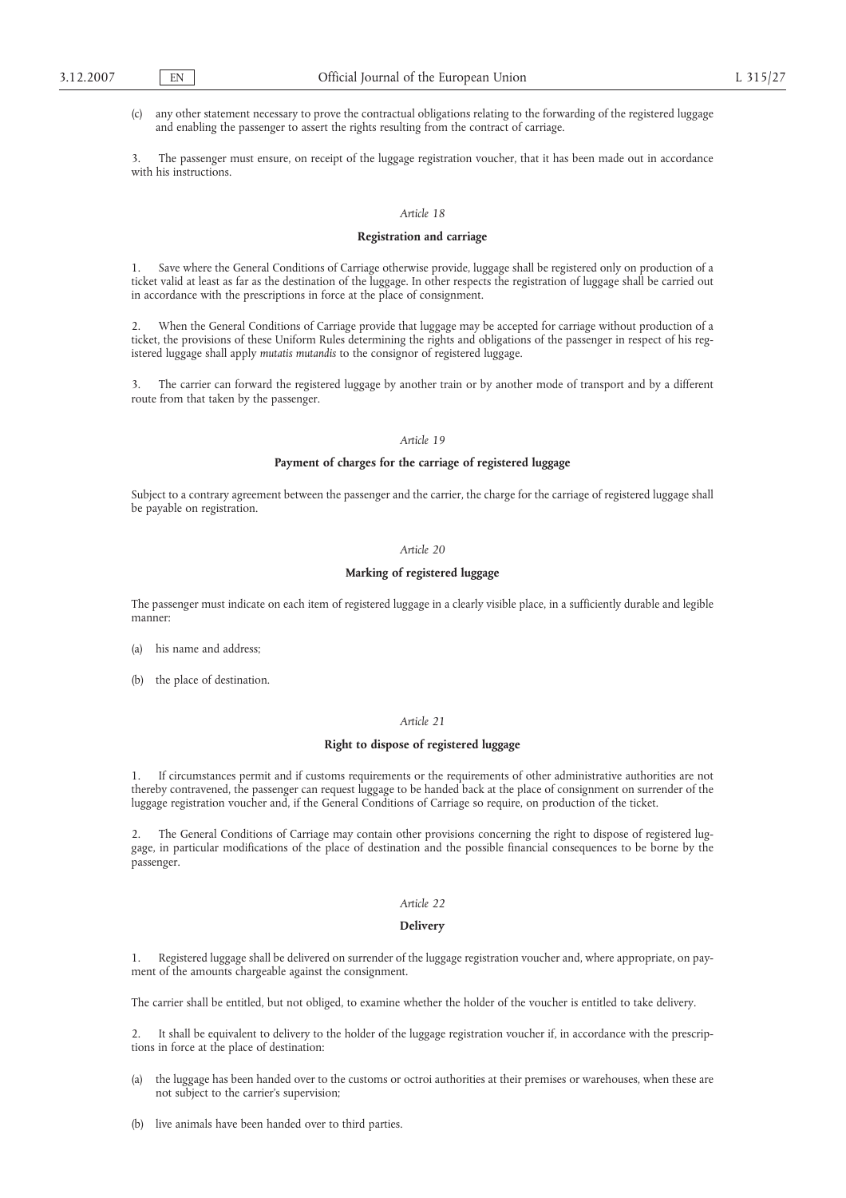(c) any other statement necessary to prove the contractual obligations relating to the forwarding of the registered luggage and enabling the passenger to assert the rights resulting from the contract of carriage.

3. The passenger must ensure, on receipt of the luggage registration voucher, that it has been made out in accordance with his instructions.

*Article 18*

**Registration and carriage**

1. Save where the General Conditions of Carriage otherwise provide, luggage shall be registered only on production of a ticket valid at least as far as the destination of the luggage. In other respects the registration of luggage shall be carried out in accordance with the prescriptions in force at the place of consignment.

2. When the General Conditions of Carriage provide that luggage may be accepted for carriage without production of a ticket, the provisions of these Uniform Rules determining the rights and obligations of the passenger in respect of his registered luggage shall apply *mutatis mutandis* to the consignor of registered luggage.

3. The carrier can forward the registered luggage by another train or by another mode of transport and by a different route from that taken by the passenger.

*Article 19*

**Payment of charges for the carriage of registered luggage**

Subject to a contrary agreement between the passenger and the carrier, the charge for the carriage of registered luggage shall be payable on registration.

*Article 20*

**Marking of registered luggage**

The passenger must indicate on each item of registered luggage in a clearly visible place, in a sufficiently durable and legible manner:

(a) his name and address;

(b) the place of destination.

*Article 21*

**Right to dispose of registered luggage**

1. If circumstances permit and if customs requirements or the requirements of other administrative authorities are not thereby contravened, the passenger can request luggage to be handed back at the place of consignment on surrender of the luggage registration voucher and, if the General Conditions of Carriage so require, on production of the ticket.

2. The General Conditions of Carriage may contain other provisions concerning the right to dispose of registered luggage, in particular modifications of the place of destination and the possible financial consequences to be borne by the passenger.

*Article 22*

**Delivery**

1. Registered luggage shall be delivered on surrender of the luggage registration voucher and, where appropriate, on payment of the amounts chargeable against the consignment.

The carrier shall be entitled, but not obliged, to examine whether the holder of the voucher is entitled to take delivery.

2. It shall be equivalent to delivery to the holder of the luggage registration voucher if, in accordance with the prescriptions in force at the place of destination:

(a) the luggage has been handed over to the customs or octroi authorities at their premises or warehouses, when these are not subject to the carrier's supervision;

(b) live animals have been handed over to third parties.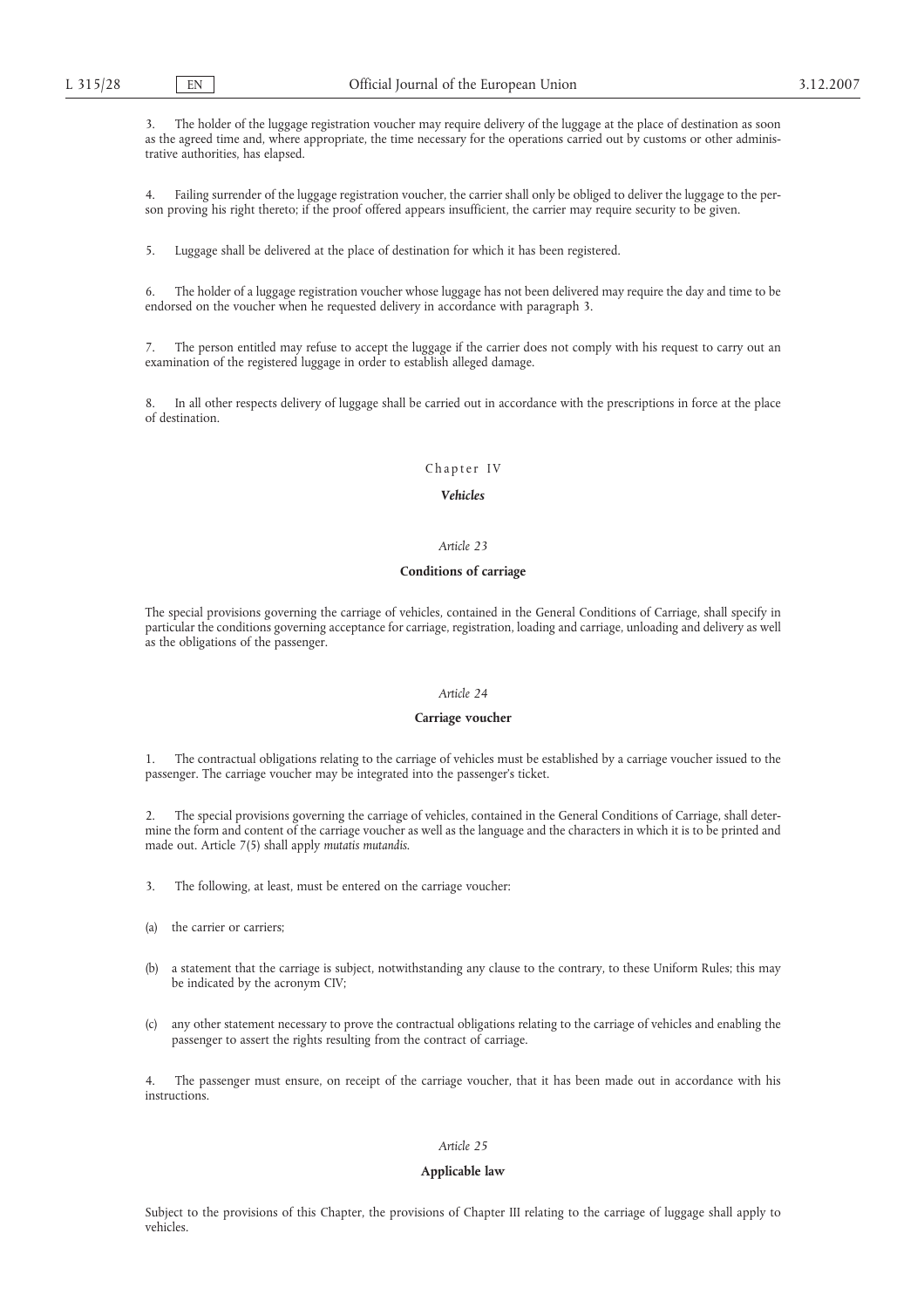3. The holder of the luggage registration voucher may require delivery of the luggage at the place of destination as soon as the agreed time and, where appropriate, the time necessary for the operations carried out by customs or other administrative authorities, has elapsed.

4. Failing surrender of the luggage registration voucher, the carrier shall only be obliged to deliver the luggage to the person proving his right thereto; if the proof offered appears insufficient, the carrier may require security to be given.

5. Luggage shall be delivered at the place of destination for which it has been registered.

6. The holder of a luggage registration voucher whose luggage has not been delivered may require the day and time to be endorsed on the voucher when he requested delivery in accordance with paragraph 3.

7. The person entitled may refuse to accept the luggage if the carrier does not comply with his request to carry out an examination of the registered luggage in order to establish alleged damage.

8. In all other respects delivery of luggage shall be carried out in accordance with the prescriptions in force at the place of destination.

## Chapter IV

## *Vehicles*

### *Article 23*

### **Conditions of carriage**

The special provisions governing the carriage of vehicles, contained in the General Conditions of Carriage, shall specify in particular the conditions governing acceptance for carriage, registration, loading and carriage, unloading and delivery as well as the obligations of the passenger.

### *Article 24*

### **Carriage voucher**

1. The contractual obligations relating to the carriage of vehicles must be established by a carriage voucher issued to the passenger. The carriage voucher may be integrated into the passenger's ticket.

2. The special provisions governing the carriage of vehicles, contained in the General Conditions of Carriage, shall determine the form and content of the carriage voucher as well as the language and the characters in which it is to be printed and made out. Article 7(5) shall apply *mutatis mutandis*.

3. The following, at least, must be entered on the carriage voucher:

(a) the carrier or carriers;

(b) a statement that the carriage is subject, notwithstanding any clause to the contrary, to these Uniform Rules; this may be indicated by the acronym CIV;

(c) any other statement necessary to prove the contractual obligations relating to the carriage of vehicles and enabling the passenger to assert the rights resulting from the contract of carriage.

4. The passenger must ensure, on receipt of the carriage voucher, that it has been made out in accordance with his instructions.

### *Article 25*

### **Applicable law**

Subject to the provisions of this Chapter, the provisions of Chapter III relating to the carriage of luggage shall apply to vehicles.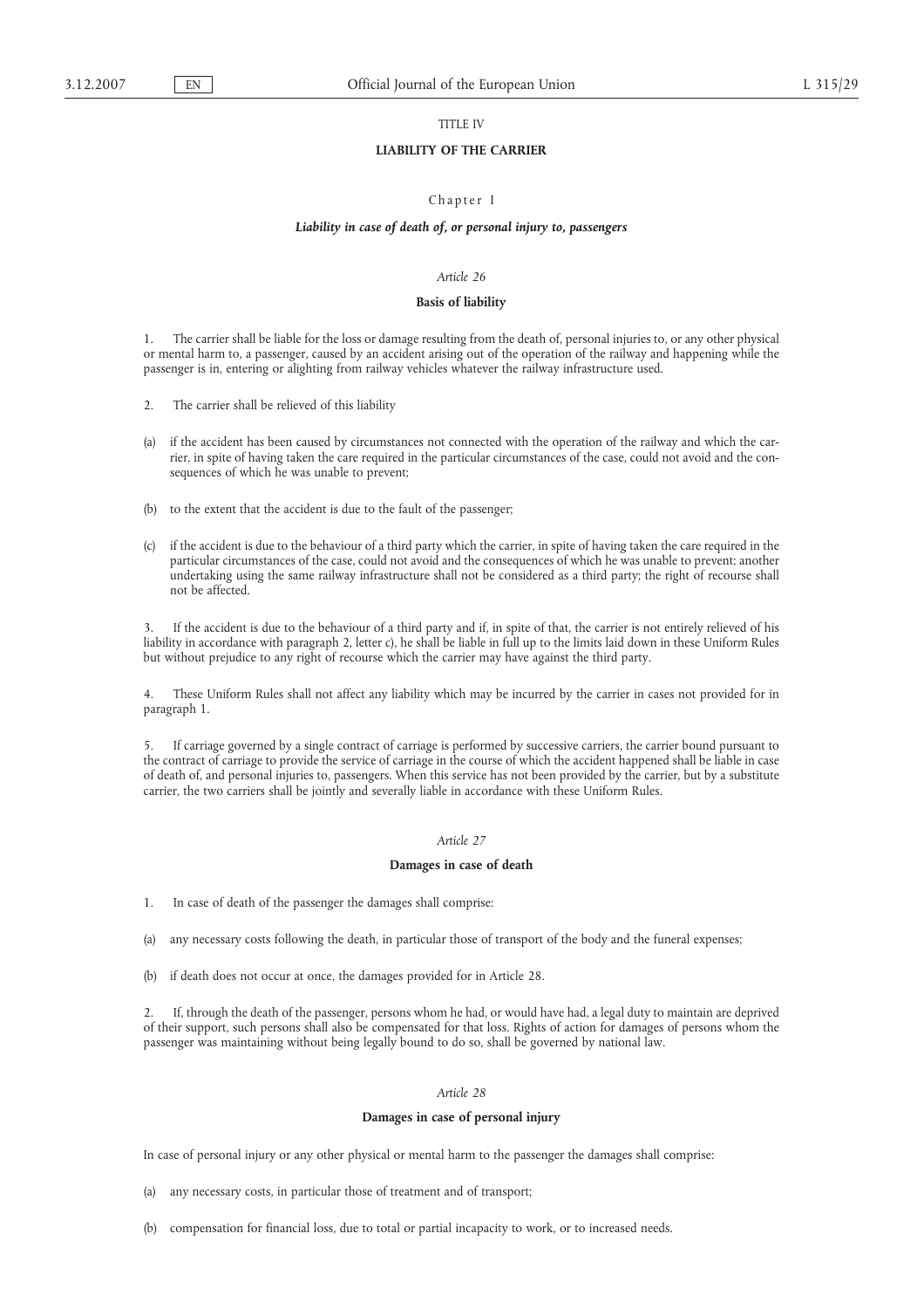TITLE IV

## LIABILITY OF THE CARRIER

Chapter I

### *Liability in case of death of, or personal injury to, passengers*

*Article 26*

#### Basis of liability

1. The carrier shall be liable for the loss or damage resulting from the death of, personal injuries to, or any other physical or mental harm to, a passenger, caused by an accident arising out of the operation of the railway and happening while the passenger is in, entering or alighting from railway vehicles whatever the railway infrastructure used.

2. The carrier shall be relieved of this liability

(a) if the accident has been caused by circumstances not connected with the operation of the railway and which the carrier, in spite of having taken the care required in the particular circumstances of the case, could not avoid and the consequences of which he was unable to prevent;

(b) to the extent that the accident is due to the fault of the passenger;

(c) if the accident is due to the behaviour of a third party which the carrier, in spite of having taken the care required in the particular circumstances of the case, could not avoid and the consequences of which he was unable to prevent; another undertaking using the same railway infrastructure shall not be considered as a third party; the right of recourse shall not be affected.

3. If the accident is due to the behaviour of a third party and if, in spite of that, the carrier is not entirely relieved of his liability in accordance with paragraph 2, letter c), he shall be liable in full up to the limits laid down in these Uniform Rules but without prejudice to any right of recourse which the carrier may have against the third party.

4. These Uniform Rules shall not affect any liability which may be incurred by the carrier in cases not provided for in paragraph 1.

5. If carriage governed by a single contract of carriage is performed by successive carriers, the carrier bound pursuant to the contract of carriage to provide the service of carriage in the course of which the accident happened shall be liable in case of death of, and personal injuries to, passengers. When this service has not been provided by the carrier, but by a substitute carrier, the two carriers shall be jointly and severally liable in accordance with these Uniform Rules.

*Article 27*

#### Damages in case of death

1. In case of death of the passenger the damages shall comprise:

(a) any necessary costs following the death, in particular those of transport of the body and the funeral expenses;

(b) if death does not occur at once, the damages provided for in Article 28.

2. If, through the death of the passenger, persons whom he had, or would have had, a legal duty to maintain are deprived of their support, such persons shall also be compensated for that loss. Rights of action for damages of persons whom the passenger was maintaining without being legally bound to do so, shall be governed by national law.

*Article 28*

#### Damages in case of personal injury

In case of personal injury or any other physical or mental harm to the passenger the damages shall comprise:

(a) any necessary costs, in particular those of treatment and of transport;

(b) compensation for financial loss, due to total or partial incapacity to work, or to increased needs.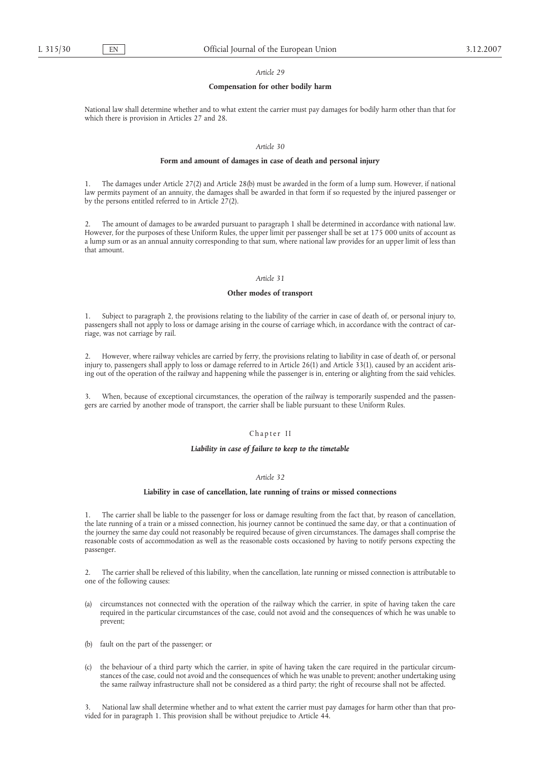*Article 29*

**Compensation for other bodily harm**

National law shall determine whether and to what extent the carrier must pay damages for bodily harm other than that for which there is provision in Articles 27 and 28.

*Article 30*

**Form and amount of damages in case of death and personal injury**

1. The damages under Article 27(2) and Article 28(b) must be awarded in the form of a lump sum. However, if national law permits payment of an annuity, the damages shall be awarded in that form if so requested by the injured passenger or by the persons entitled referred to in Article 27(2).

2. The amount of damages to be awarded pursuant to paragraph 1 shall be determined in accordance with national law. However, for the purposes of these Uniform Rules, the upper limit per passenger shall be set at 175 000 units of account as a lump sum or as an annual annuity corresponding to that sum, where national law provides for an upper limit of less than that amount.

*Article 31*

**Other modes of transport**

1. Subject to paragraph 2, the provisions relating to the liability of the carrier in case of death of, or personal injury to, passengers shall not apply to loss or damage arising in the course of carriage which, in accordance with the contract of carriage, was not carriage by rail.

2. However, where railway vehicles are carried by ferry, the provisions relating to liability in case of death of, or personal injury to, passengers shall apply to loss or damage referred to in Article 26(1) and Article 33(1), caused by an accident arising out of the operation of the railway and happening while the passenger is in, entering or alighting from the said vehicles.

3. When, because of exceptional circumstances, the operation of the railway is temporarily suspended and the passengers are carried by another mode of transport, the carrier shall be liable pursuant to these Uniform Rules.

Chapter II

***Liability in case of failure to keep to the timetable***

*Article 32*

**Liability in case of cancellation, late running of trains or missed connections**

1. The carrier shall be liable to the passenger for loss or damage resulting from the fact that, by reason of cancellation, the late running of a train or a missed connection, his journey cannot be continued the same day, or that a continuation of the journey the same day could not reasonably be required because of given circumstances. The damages shall comprise the reasonable costs of accommodation as well as the reasonable costs occasioned by having to notify persons expecting the passenger.

2. The carrier shall be relieved of this liability, when the cancellation, late running or missed connection is attributable to one of the following causes:

(a) circumstances not connected with the operation of the railway which the carrier, in spite of having taken the care required in the particular circumstances of the case, could not avoid and the consequences of which he was unable to prevent;

(b) fault on the part of the passenger; or

(c) the behaviour of a third party which the carrier, in spite of having taken the care required in the particular circumstances of the case, could not avoid and the consequences of which he was unable to prevent; another undertaking using the same railway infrastructure shall not be considered as a third party; the right of recourse shall not be affected.

3. National law shall determine whether and to what extent the carrier must pay damages for harm other than that provided for in paragraph 1. This provision shall be without prejudice to Article 44.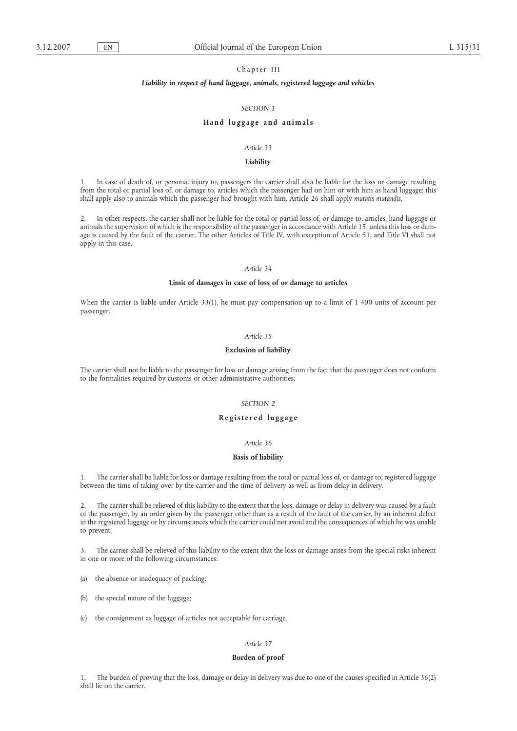## Chapter III

### *Liability in respect of hand luggage, animals, registered luggage and vehicles*

#### *SECTION 1*

#### **Hand luggage and animals**

*Article 33*

**Liability**

1. In case of death of, or personal injury to, passengers the carrier shall also be liable for the loss or damage resulting from the total or partial loss of, or damage to, articles which the passenger had on him or with him as hand luggage; this shall apply also to animals which the passenger had brought with him. Article 26 shall apply *mutatis mutandis*.

2. In other respects, the carrier shall not be liable for the total or partial loss of, or damage to, articles, hand luggage or animals the supervision of which is the responsibility of the passenger in accordance with Article 15, unless this loss or damage is caused by the fault of the carrier. The other Articles of Title IV, with exception of Article 51, and Title VI shall not apply in this case.

*Article 34*

**Limit of damages in case of loss of or damage to articles**

When the carrier is liable under Article 33(1), he must pay compensation up to a limit of 1 400 units of account per passenger.

*Article 35*

**Exclusion of liability**

The carrier shall not be liable to the passenger for loss or damage arising from the fact that the passenger does not conform to the formalities required by customs or other administrative authorities.

#### *SECTION 2*

#### **Registered luggage**

*Article 36*

**Basis of liability**

1. The carrier shall be liable for loss or damage resulting from the total or partial loss of, or damage to, registered luggage between the time of taking over by the carrier and the time of delivery as well as from delay in delivery.

2. The carrier shall be relieved of this liability to the extent that the loss, damage or delay in delivery was caused by a fault of the passenger, by an order given by the passenger other than as a result of the fault of the carrier, by an inherent defect in the registered luggage or by circumstances which the carrier could not avoid and the consequences of which he was unable to prevent.

3. The carrier shall be relieved of this liability to the extent that the loss or damage arises from the special risks inherent in one or more of the following circumstances:

(a) the absence or inadequacy of packing;

(b) the special nature of the luggage;

(c) the consignment as luggage of articles not acceptable for carriage.

*Article 37*

**Burden of proof**

1. The burden of proving that the loss, damage or delay in delivery was due to one of the causes specified in Article 36(2) shall lie on the carrier.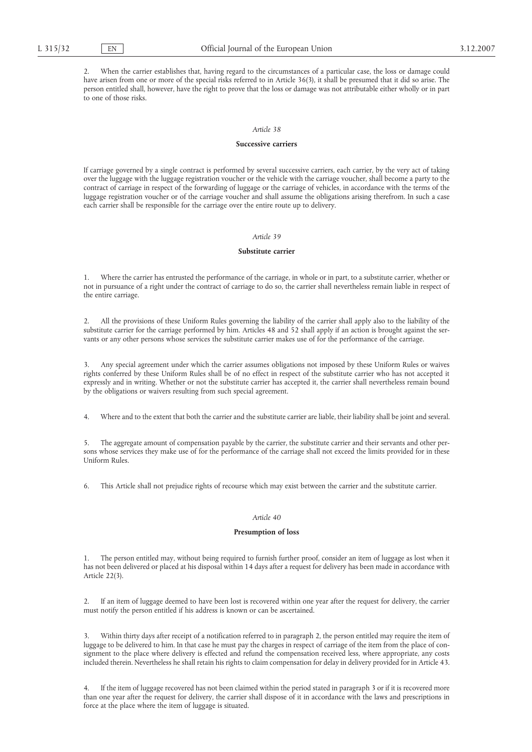2. When the carrier establishes that, having regard to the circumstances of a particular case, the loss or damage could have arisen from one or more of the special risks referred to in Article 36(3), it shall be presumed that it did so arise. The person entitled shall, however, have the right to prove that the loss or damage was not attributable either wholly or in part to one of those risks.

*Article 38*

**Successive carriers**

If carriage governed by a single contract is performed by several successive carriers, each carrier, by the very act of taking over the luggage with the luggage registration voucher or the vehicle with the carriage voucher, shall become a party to the contract of carriage in respect of the forwarding of luggage or the carriage of vehicles, in accordance with the terms of the luggage registration voucher or of the carriage voucher and shall assume the obligations arising therefrom. In such a case each carrier shall be responsible for the carriage over the entire route up to delivery.

*Article 39*

**Substitute carrier**

1. Where the carrier has entrusted the performance of the carriage, in whole or in part, to a substitute carrier, whether or not in pursuance of a right under the contract of carriage to do so, the carrier shall nevertheless remain liable in respect of the entire carriage.

2. All the provisions of these Uniform Rules governing the liability of the carrier shall apply also to the liability of the substitute carrier for the carriage performed by him. Articles 48 and 52 shall apply if an action is brought against the servants or any other persons whose services the substitute carrier makes use of for the performance of the carriage.

3. Any special agreement under which the carrier assumes obligations not imposed by these Uniform Rules or waives rights conferred by these Uniform Rules shall be of no effect in respect of the substitute carrier who has not accepted it expressly and in writing. Whether or not the substitute carrier has accepted it, the carrier shall nevertheless remain bound by the obligations or waivers resulting from such special agreement.

4. Where and to the extent that both the carrier and the substitute carrier are liable, their liability shall be joint and several.

5. The aggregate amount of compensation payable by the carrier, the substitute carrier and their servants and other persons whose services they make use of for the performance of the carriage shall not exceed the limits provided for in these Uniform Rules.

6. This Article shall not prejudice rights of recourse which may exist between the carrier and the substitute carrier.

*Article 40*

**Presumption of loss**

1. The person entitled may, without being required to furnish further proof, consider an item of luggage as lost when it has not been delivered or placed at his disposal within 14 days after a request for delivery has been made in accordance with Article 22(3).

2. If an item of luggage deemed to have been lost is recovered within one year after the request for delivery, the carrier must notify the person entitled if his address is known or can be ascertained.

3. Within thirty days after receipt of a notification referred to in paragraph 2, the person entitled may require the item of luggage to be delivered to him. In that case he must pay the charges in respect of carriage of the item from the place of consignment to the place where delivery is effected and refund the compensation received less, where appropriate, any costs included therein. Nevertheless he shall retain his rights to claim compensation for delay in delivery provided for in Article 43.

4. If the item of luggage recovered has not been claimed within the period stated in paragraph 3 or if it is recovered more than one year after the request for delivery, the carrier shall dispose of it in accordance with the laws and prescriptions in force at the place where the item of luggage is situated.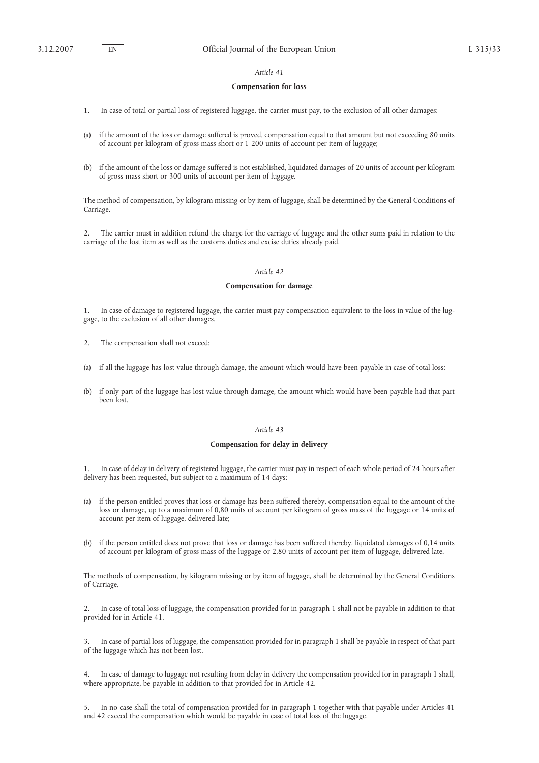*Article 41*

**Compensation for loss**

1. In case of total or partial loss of registered luggage, the carrier must pay, to the exclusion of all other damages:

(a) if the amount of the loss or damage suffered is proved, compensation equal to that amount but not exceeding 80 units of account per kilogram of gross mass short or 1 200 units of account per item of luggage;

(b) if the amount of the loss or damage suffered is not established, liquidated damages of 20 units of account per kilogram of gross mass short or 300 units of account per item of luggage.

The method of compensation, by kilogram missing or by item of luggage, shall be determined by the General Conditions of Carriage.

2. The carrier must in addition refund the charge for the carriage of luggage and the other sums paid in relation to the carriage of the lost item as well as the customs duties and excise duties already paid.

*Article 42*

**Compensation for damage**

1. In case of damage to registered luggage, the carrier must pay compensation equivalent to the loss in value of the luggage, to the exclusion of all other damages.

2. The compensation shall not exceed:

(a) if all the luggage has lost value through damage, the amount which would have been payable in case of total loss;

(b) if only part of the luggage has lost value through damage, the amount which would have been payable had that part been lost.

*Article 43*

**Compensation for delay in delivery**

1. In case of delay in delivery of registered luggage, the carrier must pay in respect of each whole period of 24 hours after delivery has been requested, but subject to a maximum of 14 days:

(a) if the person entitled proves that loss or damage has been suffered thereby, compensation equal to the amount of the loss or damage, up to a maximum of 0,80 units of account per kilogram of gross mass of the luggage or 14 units of account per item of luggage, delivered late;

(b) if the person entitled does not prove that loss or damage has been suffered thereby, liquidated damages of 0,14 units of account per kilogram of gross mass of the luggage or 2,80 units of account per item of luggage, delivered late.

The methods of compensation, by kilogram missing or by item of luggage, shall be determined by the General Conditions of Carriage.

2. In case of total loss of luggage, the compensation provided for in paragraph 1 shall not be payable in addition to that provided for in Article 41.

3. In case of partial loss of luggage, the compensation provided for in paragraph 1 shall be payable in respect of that part of the luggage which has not been lost.

4. In case of damage to luggage not resulting from delay in delivery the compensation provided for in paragraph 1 shall, where appropriate, be payable in addition to that provided for in Article 42.

5. In no case shall the total of compensation provided for in paragraph 1 together with that payable under Articles 41 and 42 exceed the compensation which would be payable in case of total loss of the luggage.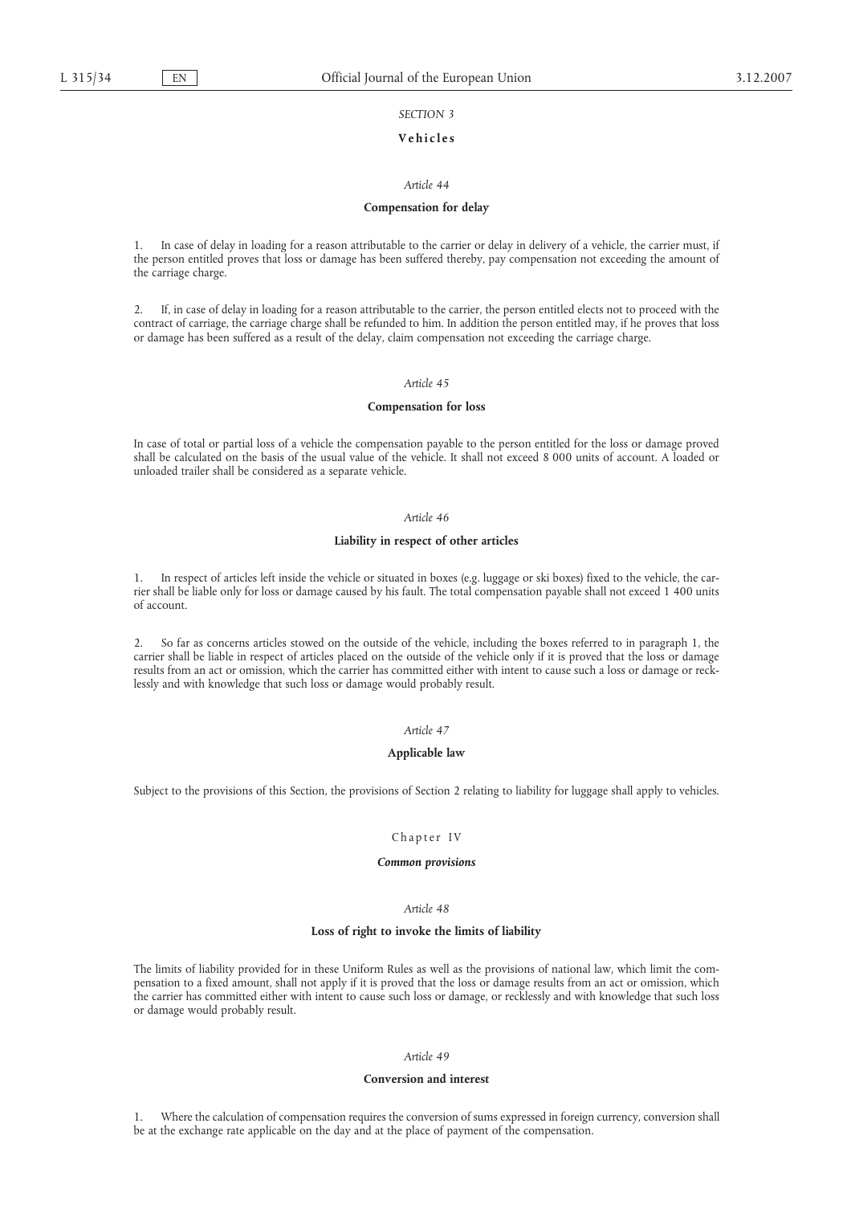*SECTION 3*

**Vehicles**

*Article 44*

**Compensation for delay**

1. In case of delay in loading for a reason attributable to the carrier or delay in delivery of a vehicle, the carrier must, if the person entitled proves that loss or damage has been suffered thereby, pay compensation not exceeding the amount of the carriage charge.

2. If, in case of delay in loading for a reason attributable to the carrier, the person entitled elects not to proceed with the contract of carriage, the carriage charge shall be refunded to him. In addition the person entitled may, if he proves that loss or damage has been suffered as a result of the delay, claim compensation not exceeding the carriage charge.

*Article 45*

**Compensation for loss**

In case of total or partial loss of a vehicle the compensation payable to the person entitled for the loss or damage proved shall be calculated on the basis of the usual value of the vehicle. It shall not exceed 8 000 units of account. A loaded or unloaded trailer shall be considered as a separate vehicle.

*Article 46*

**Liability in respect of other articles**

1. In respect of articles left inside the vehicle or situated in boxes (e.g. luggage or ski boxes) fixed to the vehicle, the carrier shall be liable only for loss or damage caused by his fault. The total compensation payable shall not exceed 1 400 units of account.

2. So far as concerns articles stowed on the outside of the vehicle, including the boxes referred to in paragraph 1, the carrier shall be liable in respect of articles placed on the outside of the vehicle only if it is proved that the loss or damage results from an act or omission, which the carrier has committed either with intent to cause such a loss or damage or recklessly and with knowledge that such loss or damage would probably result.

*Article 47*

**Applicable law**

Subject to the provisions of this Section, the provisions of Section 2 relating to liability for luggage shall apply to vehicles.

Chapter IV

***Common provisions***

*Article 48*

**Loss of right to invoke the limits of liability**

The limits of liability provided for in these Uniform Rules as well as the provisions of national law, which limit the compensation to a fixed amount, shall not apply if it is proved that the loss or damage results from an act or omission, which the carrier has committed either with intent to cause such loss or damage, or recklessly and with knowledge that such loss or damage would probably result.

*Article 49*

**Conversion and interest**

1. Where the calculation of compensation requires the conversion of sums expressed in foreign currency, conversion shall be at the exchange rate applicable on the day and at the place of payment of the compensation.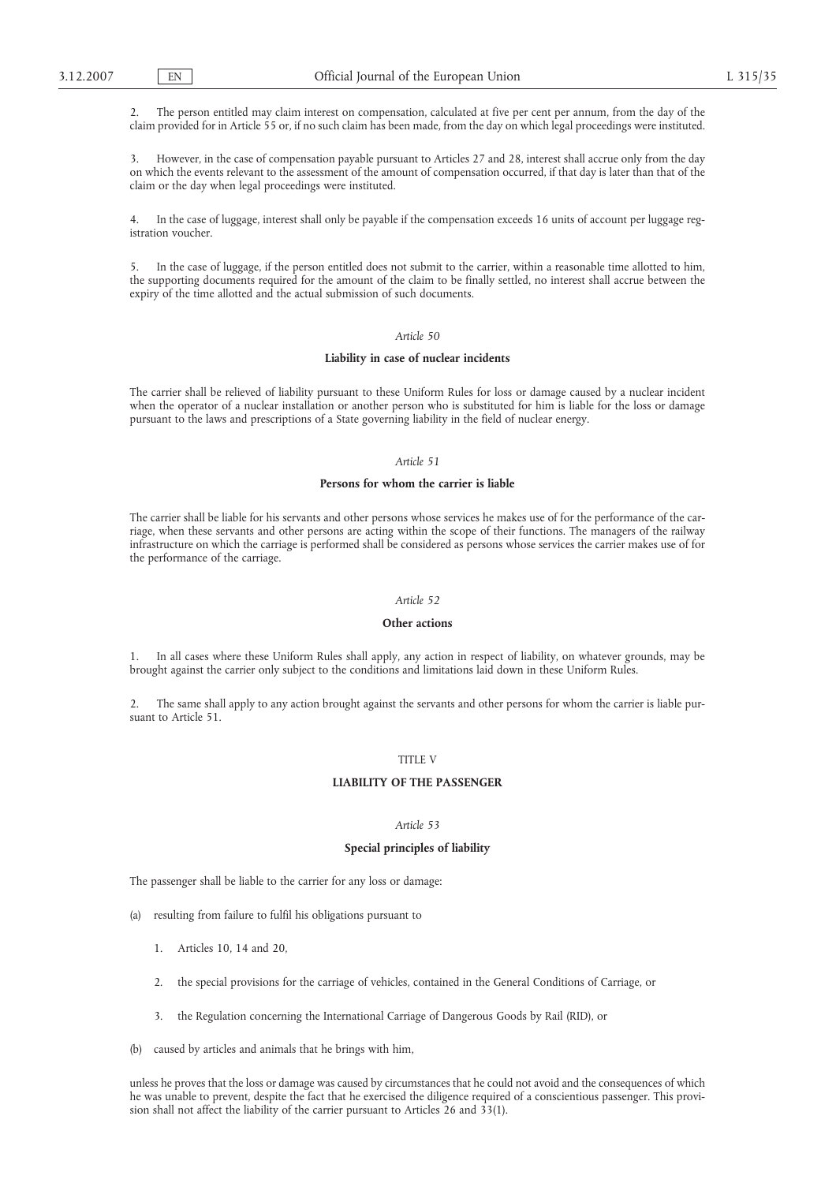2. The person entitled may claim interest on compensation, calculated at five per cent per annum, from the day of the claim provided for in Article 55 or, if no such claim has been made, from the day on which legal proceedings were instituted.

3. However, in the case of compensation payable pursuant to Articles 27 and 28, interest shall accrue only from the day on which the events relevant to the assessment of the amount of compensation occurred, if that day is later than that of the claim or the day when legal proceedings were instituted.

4. In the case of luggage, interest shall only be payable if the compensation exceeds 16 units of account per luggage registration voucher.

5. In the case of luggage, if the person entitled does not submit to the carrier, within a reasonable time allotted to him, the supporting documents required for the amount of the claim to be finally settled, no interest shall accrue between the expiry of the time allotted and the actual submission of such documents.

*Article 50*

**Liability in case of nuclear incidents**

The carrier shall be relieved of liability pursuant to these Uniform Rules for loss or damage caused by a nuclear incident when the operator of a nuclear installation or another person who is substituted for him is liable for the loss or damage pursuant to the laws and prescriptions of a State governing liability in the field of nuclear energy.

*Article 51*

**Persons for whom the carrier is liable**

The carrier shall be liable for his servants and other persons whose services he makes use of for the performance of the carriage, when these servants and other persons are acting within the scope of their functions. The managers of the railway infrastructure on which the carriage is performed shall be considered as persons whose services the carrier makes use of for the performance of the carriage.

*Article 52*

**Other actions**

1. In all cases where these Uniform Rules shall apply, any action in respect of liability, on whatever grounds, may be brought against the carrier only subject to the conditions and limitations laid down in these Uniform Rules.

2. The same shall apply to any action brought against the servants and other persons for whom the carrier is liable pursuant to Article 51.

TITLE V

**LIABILITY OF THE PASSENGER**

*Article 53*

**Special principles of liability**

The passenger shall be liable to the carrier for any loss or damage:

(a) resulting from failure to fulfil his obligations pursuant to

   1. Articles 10, 14 and 20,

   2. the special provisions for the carriage of vehicles, contained in the General Conditions of Carriage, or

   3. the Regulation concerning the International Carriage of Dangerous Goods by Rail (RID), or

(b) caused by articles and animals that he brings with him,

unless he proves that the loss or damage was caused by circumstances that he could not avoid and the consequences of which he was unable to prevent, despite the fact that he exercised the diligence required of a conscientious passenger. This provision shall not affect the liability of the carrier pursuant to Articles 26 and 33(1).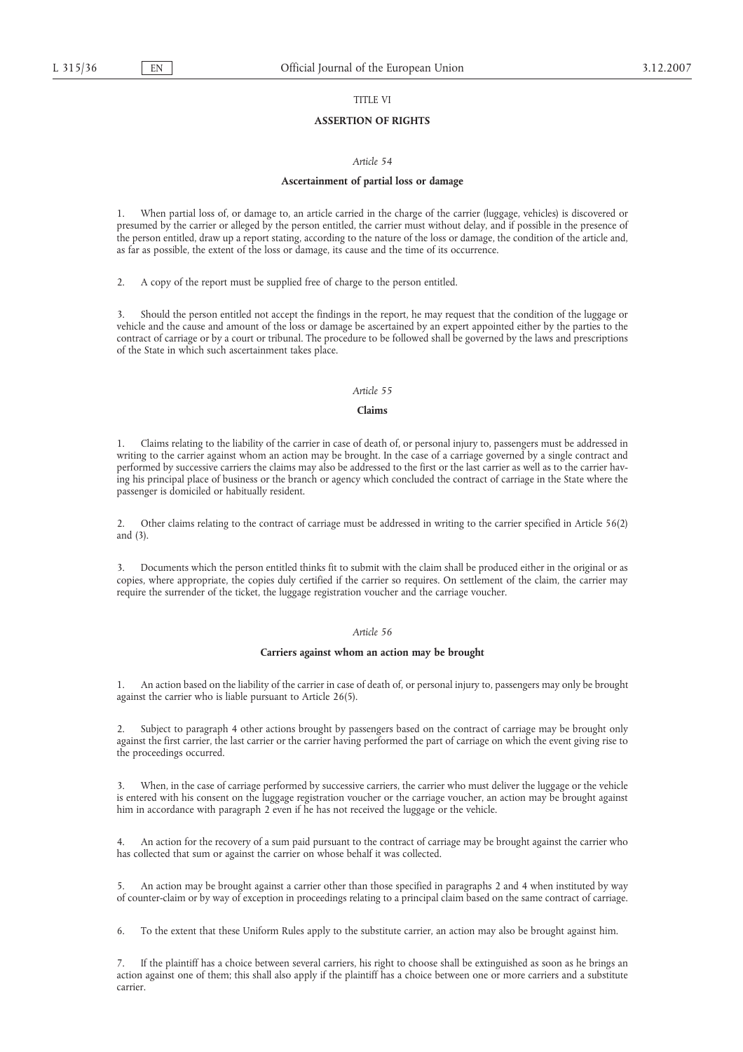TITLE VI

## ASSERTION OF RIGHTS

*Article 54*

### Ascertainment of partial loss or damage

1. When partial loss of, or damage to, an article carried in the charge of the carrier (luggage, vehicles) is discovered or presumed by the carrier or alleged by the person entitled, the carrier must without delay, and if possible in the presence of the person entitled, draw up a report stating, according to the nature of the loss or damage, the condition of the article and, as far as possible, the extent of the loss or damage, its cause and the time of its occurrence.

2. A copy of the report must be supplied free of charge to the person entitled.

3. Should the person entitled not accept the findings in the report, he may request that the condition of the luggage or vehicle and the cause and amount of the loss or damage be ascertained by an expert appointed either by the parties to the contract of carriage or by a court or tribunal. The procedure to be followed shall be governed by the laws and prescriptions of the State in which such ascertainment takes place.

*Article 55*

### Claims

1. Claims relating to the liability of the carrier in case of death of, or personal injury to, passengers must be addressed in writing to the carrier against whom an action may be brought. In the case of a carriage governed by a single contract and performed by successive carriers the claims may also be addressed to the first or the last carrier as well as to the carrier having his principal place of business or the branch or agency which concluded the contract of carriage in the State where the passenger is domiciled or habitually resident.

2. Other claims relating to the contract of carriage must be addressed in writing to the carrier specified in Article 56(2) and (3).

3. Documents which the person entitled thinks fit to submit with the claim shall be produced either in the original or as copies, where appropriate, the copies duly certified if the carrier so requires. On settlement of the claim, the carrier may require the surrender of the ticket, the luggage registration voucher and the carriage voucher.

*Article 56*

### Carriers against whom an action may be brought

1. An action based on the liability of the carrier in case of death of, or personal injury to, passengers may only be brought against the carrier who is liable pursuant to Article 26(5).

2. Subject to paragraph 4 other actions brought by passengers based on the contract of carriage may be brought only against the first carrier, the last carrier or the carrier having performed the part of carriage on which the event giving rise to the proceedings occurred.

3. When, in the case of carriage performed by successive carriers, the carrier who must deliver the luggage or the vehicle is entered with his consent on the luggage registration voucher or the carriage voucher, an action may be brought against him in accordance with paragraph 2 even if he has not received the luggage or the vehicle.

4. An action for the recovery of a sum paid pursuant to the contract of carriage may be brought against the carrier who has collected that sum or against the carrier on whose behalf it was collected.

5. An action may be brought against a carrier other than those specified in paragraphs 2 and 4 when instituted by way of counter-claim or by way of exception in proceedings relating to a principal claim based on the same contract of carriage.

6. To the extent that these Uniform Rules apply to the substitute carrier, an action may also be brought against him.

7. If the plaintiff has a choice between several carriers, his right to choose shall be extinguished as soon as he brings an action against one of them; this shall also apply if the plaintiff has a choice between one or more carriers and a substitute carrier.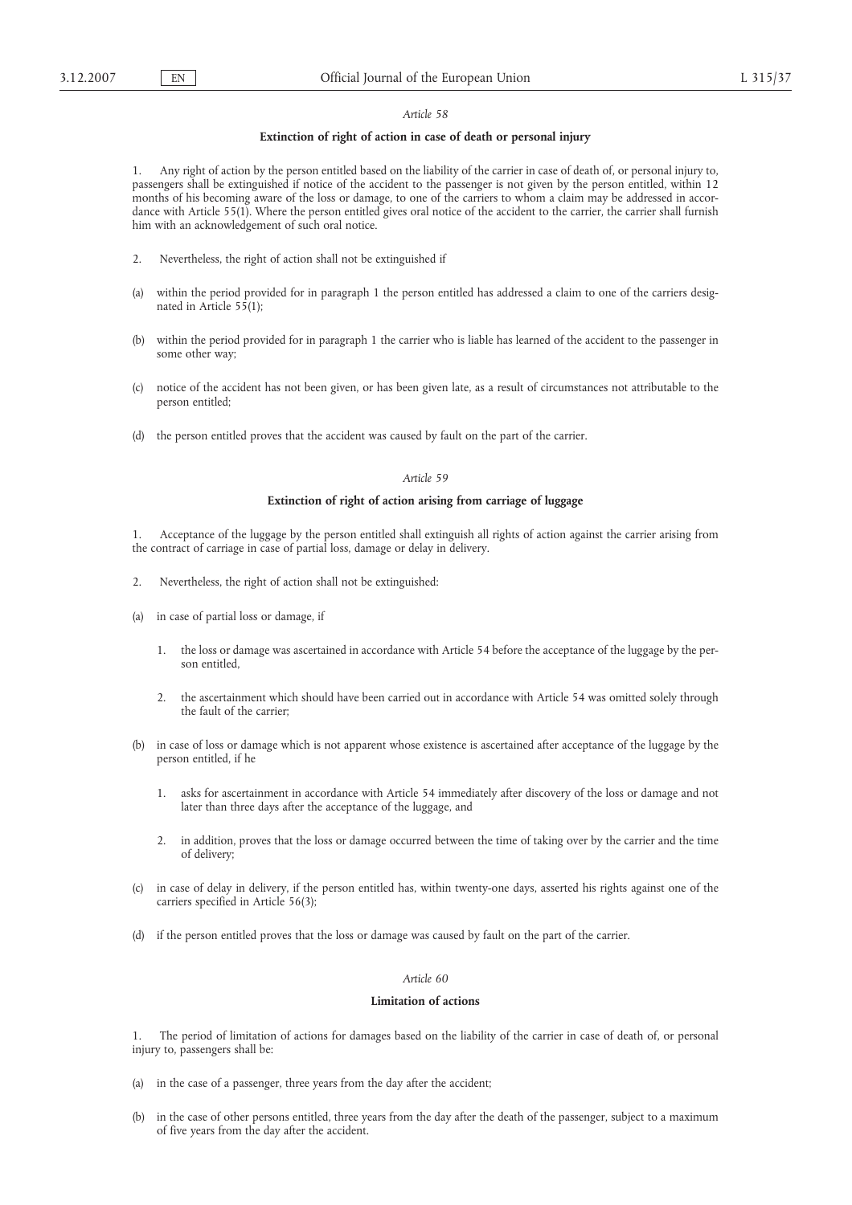*Article 58*

**Extinction of right of action in case of death or personal injury**

1. Any right of action by the person entitled based on the liability of the carrier in case of death of, or personal injury to, passengers shall be extinguished if notice of the accident to the passenger is not given by the person entitled, within 12 months of his becoming aware of the loss or damage, to one of the carriers to whom a claim may be addressed in accordance with Article 55(1). Where the person entitled gives oral notice of the accident to the carrier, the carrier shall furnish him with an acknowledgement of such oral notice.

2. Nevertheless, the right of action shall not be extinguished if

(a) within the period provided for in paragraph 1 the person entitled has addressed a claim to one of the carriers designated in Article 55(1);

(b) within the period provided for in paragraph 1 the carrier who is liable has learned of the accident to the passenger in some other way;

(c) notice of the accident has not been given, or has been given late, as a result of circumstances not attributable to the person entitled;

(d) the person entitled proves that the accident was caused by fault on the part of the carrier.

*Article 59*

**Extinction of right of action arising from carriage of luggage**

1. Acceptance of the luggage by the person entitled shall extinguish all rights of action against the carrier arising from the contract of carriage in case of partial loss, damage or delay in delivery.

2. Nevertheless, the right of action shall not be extinguished:

(a) in case of partial loss or damage, if

  1. the loss or damage was ascertained in accordance with Article 54 before the acceptance of the luggage by the person entitled,

  2. the ascertainment which should have been carried out in accordance with Article 54 was omitted solely through the fault of the carrier;

(b) in case of loss or damage which is not apparent whose existence is ascertained after acceptance of the luggage by the person entitled, if he

  1. asks for ascertainment in accordance with Article 54 immediately after discovery of the loss or damage and not later than three days after the acceptance of the luggage, and

  2. in addition, proves that the loss or damage occurred between the time of taking over by the carrier and the time of delivery;

(c) in case of delay in delivery, if the person entitled has, within twenty-one days, asserted his rights against one of the carriers specified in Article 56(3);

(d) if the person entitled proves that the loss or damage was caused by fault on the part of the carrier.

*Article 60*

**Limitation of actions**

1. The period of limitation of actions for damages based on the liability of the carrier in case of death of, or personal injury to, passengers shall be:

(a) in the case of a passenger, three years from the day after the accident;

(b) in the case of other persons entitled, three years from the day after the death of the passenger, subject to a maximum of five years from the day after the accident.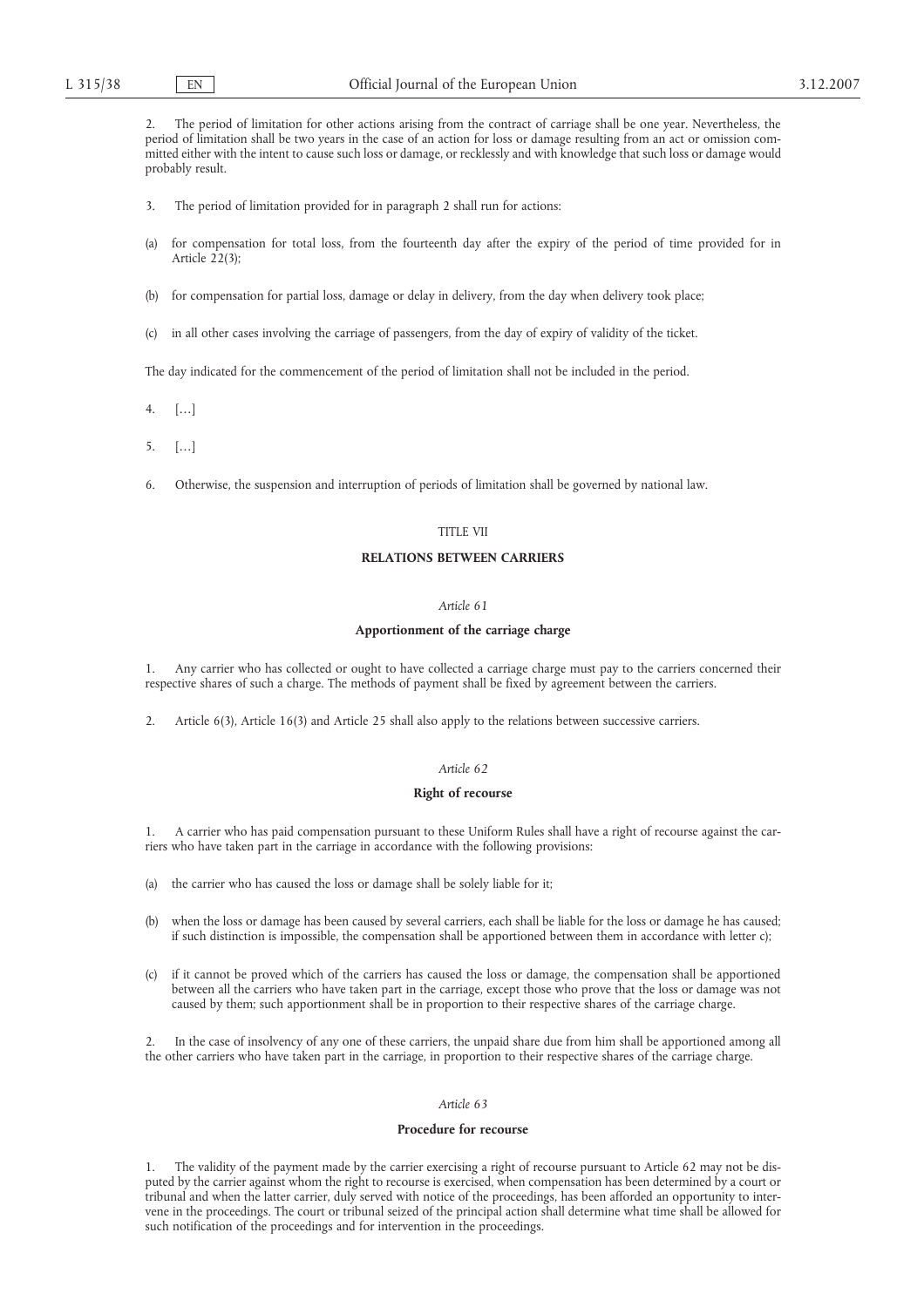2. The period of limitation for other actions arising from the contract of carriage shall be one year. Nevertheless, the period of limitation shall be two years in the case of an action for loss or damage resulting from an act or omission committed either with the intent to cause such loss or damage, or recklessly and with knowledge that such loss or damage would probably result.

3. The period of limitation provided for in paragraph 2 shall run for actions:

(a) for compensation for total loss, from the fourteenth day after the expiry of the period of time provided for in Article 22(3);

(b) for compensation for partial loss, damage or delay in delivery, from the day when delivery took place;

(c) in all other cases involving the carriage of passengers, from the day of expiry of validity of the ticket.

The day indicated for the commencement of the period of limitation shall not be included in the period.

4. […]

5. […]

6. Otherwise, the suspension and interruption of periods of limitation shall be governed by national law.

TITLE VII

**RELATIONS BETWEEN CARRIERS**

*Article 61*

**Apportionment of the carriage charge**

1. Any carrier who has collected or ought to have collected a carriage charge must pay to the carriers concerned their respective shares of such a charge. The methods of payment shall be fixed by agreement between the carriers.

2. Article 6(3), Article 16(3) and Article 25 shall also apply to the relations between successive carriers.

*Article 62*

**Right of recourse**

1. A carrier who has paid compensation pursuant to these Uniform Rules shall have a right of recourse against the carriers who have taken part in the carriage in accordance with the following provisions:

(a) the carrier who has caused the loss or damage shall be solely liable for it;

(b) when the loss or damage has been caused by several carriers, each shall be liable for the loss or damage he has caused; if such distinction is impossible, the compensation shall be apportioned between them in accordance with letter c);

(c) if it cannot be proved which of the carriers has caused the loss or damage, the compensation shall be apportioned between all the carriers who have taken part in the carriage, except those who prove that the loss or damage was not caused by them; such apportionment shall be in proportion to their respective shares of the carriage charge.

2. In the case of insolvency of any one of these carriers, the unpaid share due from him shall be apportioned among all the other carriers who have taken part in the carriage, in proportion to their respective shares of the carriage charge.

*Article 63*

**Procedure for recourse**

1. The validity of the payment made by the carrier exercising a right of recourse pursuant to Article 62 may not be disputed by the carrier against whom the right to recourse is exercised, when compensation has been determined by a court or tribunal and when the latter carrier, duly served with notice of the proceedings, has been afforded an opportunity to intervene in the proceedings. The court or tribunal seized of the principal action shall determine what time shall be allowed for such notification of the proceedings and for intervention in the proceedings.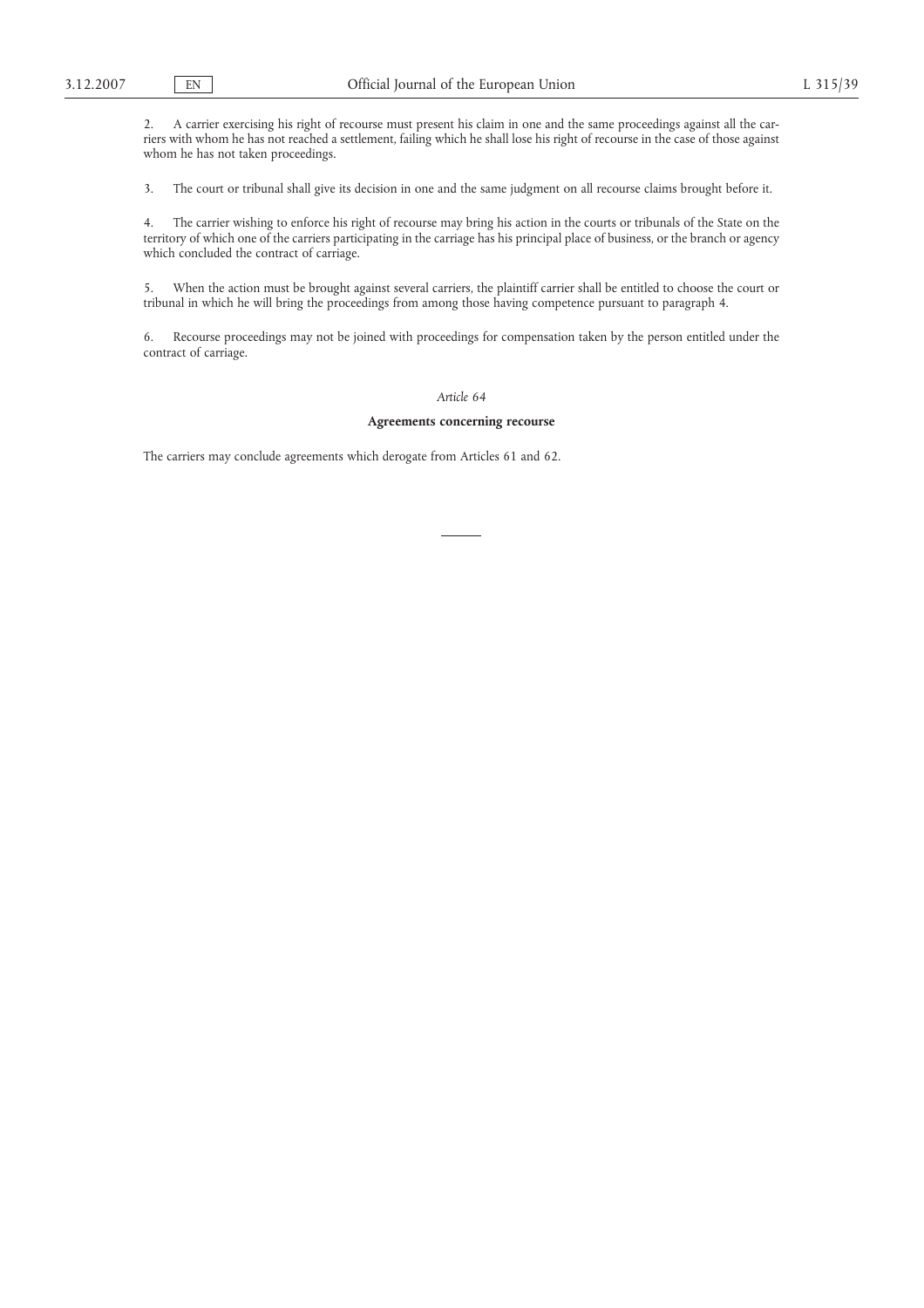2. A carrier exercising his right of recourse must present his claim in one and the same proceedings against all the carriers with whom he has not reached a settlement, failing which he shall lose his right of recourse in the case of those against whom he has not taken proceedings.

3. The court or tribunal shall give its decision in one and the same judgment on all recourse claims brought before it.

4. The carrier wishing to enforce his right of recourse may bring his action in the courts or tribunals of the State on the territory of which one of the carriers participating in the carriage has his principal place of business, or the branch or agency which concluded the contract of carriage.

5. When the action must be brought against several carriers, the plaintiff carrier shall be entitled to choose the court or tribunal in which he will bring the proceedings from among those having competence pursuant to paragraph 4.

6. Recourse proceedings may not be joined with proceedings for compensation taken by the person entitled under the contract of carriage.

*Article 64*

**Agreements concerning recourse**

The carriers may conclude agreements which derogate from Articles 61 and 62.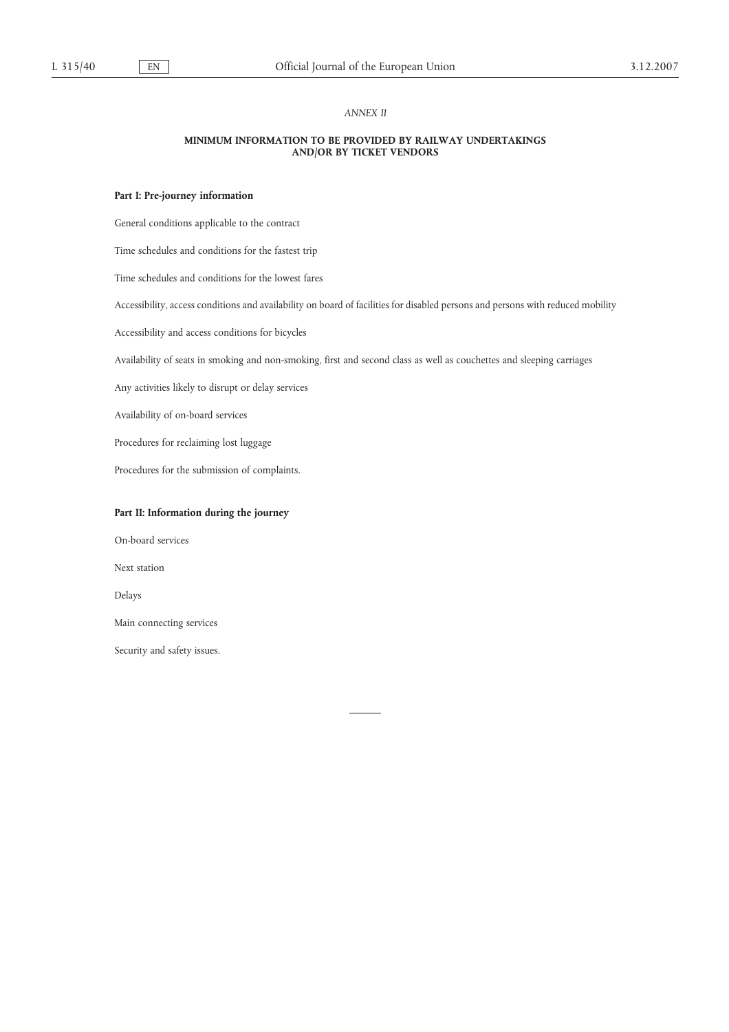*ANNEX II*

## MINIMUM INFORMATION TO BE PROVIDED BY RAILWAY UNDERTAKINGS AND/OR BY TICKET VENDORS

### Part I: Pre-journey information

General conditions applicable to the contract

Time schedules and conditions for the fastest trip

Time schedules and conditions for the lowest fares

Accessibility, access conditions and availability on board of facilities for disabled persons and persons with reduced mobility

Accessibility and access conditions for bicycles

Availability of seats in smoking and non-smoking, first and second class as well as couchettes and sleeping carriages

Any activities likely to disrupt or delay services

Availability of on-board services

Procedures for reclaiming lost luggage

Procedures for the submission of complaints.

### Part II: Information during the journey

On-board services

Next station

Delays

Main connecting services

Security and safety issues.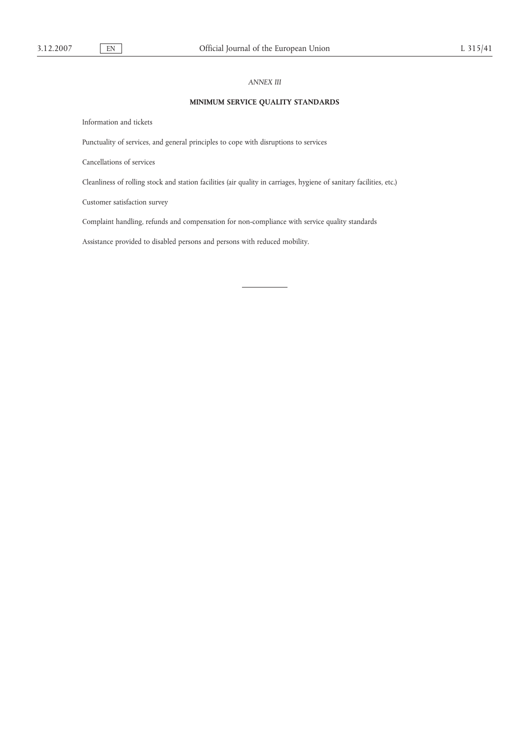*ANNEX III*

## MINIMUM SERVICE QUALITY STANDARDS

Information and tickets

Punctuality of services, and general principles to cope with disruptions to services

Cancellations of services

Cleanliness of rolling stock and station facilities (air quality in carriages, hygiene of sanitary facilities, etc.)

Customer satisfaction survey

Complaint handling, refunds and compensation for non-compliance with service quality standards

Assistance provided to disabled persons and persons with reduced mobility.